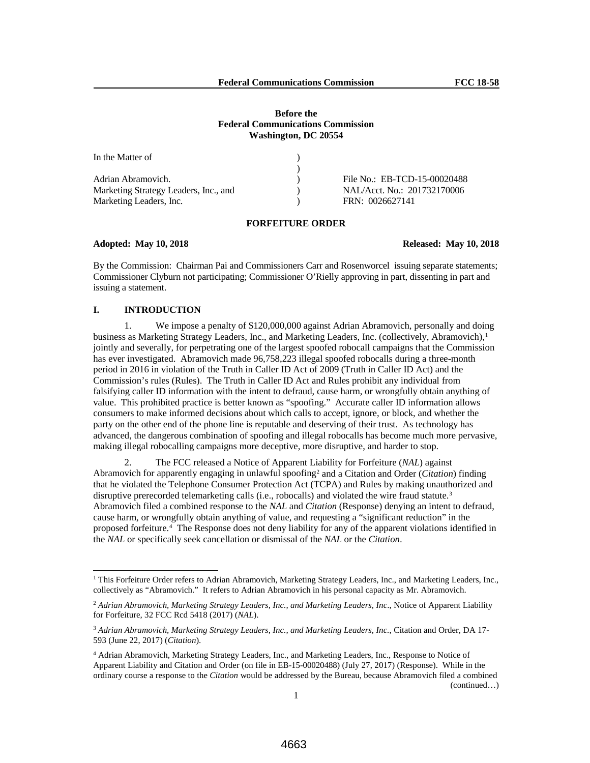**Before the**
**Federal Communications Commission**
**Washington, DC 20554**

| In the Matter of | ) | |
|---|---|---|
| | ) | |
| Adrian Abramovich. | ) | File No.: EB-TCD-15-00020488 |
| Marketing Strategy Leaders, Inc., and | ) | NAL/Acct. No.: 201732170006 |
| Marketing Leaders, Inc. | ) | FRN: 0026627141 |

**FORFEITURE ORDER**

**Adopted: May 10, 2018** **Released: May 10, 2018**

By the Commission: Chairman Pai and Commissioners Carr and Rosenworcel issuing separate statements; Commissioner Clyburn not participating; Commissioner O'Rielly approving in part, dissenting in part and issuing a statement.

## I. INTRODUCTION

1. We impose a penalty of $120,000,000 against Adrian Abramovich, personally and doing business as Marketing Strategy Leaders, Inc., and Marketing Leaders, Inc. (collectively, Abramovich),[1] jointly and severally, for perpetrating one of the largest spoofed robocall campaigns that the Commission has ever investigated. Abramovich made 96,758,223 illegal spoofed robocalls during a three-month period in 2016 in violation of the Truth in Caller ID Act of 2009 (Truth in Caller ID Act) and the Commission's rules (Rules). The Truth in Caller ID Act and Rules prohibit any individual from falsifying caller ID information with the intent to defraud, cause harm, or wrongfully obtain anything of value. This prohibited practice is better known as "spoofing." Accurate caller ID information allows consumers to make informed decisions about which calls to accept, ignore, or block, and whether the party on the other end of the phone line is reputable and deserving of their trust. As technology has advanced, the dangerous combination of spoofing and illegal robocalls has become much more pervasive, making illegal robocalling campaigns more deceptive, more disruptive, and harder to stop.

2. The FCC released a Notice of Apparent Liability for Forfeiture (*NAL*) against Abramovich for apparently engaging in unlawful spoofing[2] and a Citation and Order (*Citation*) finding that he violated the Telephone Consumer Protection Act (TCPA) and Rules by making unauthorized and disruptive prerecorded telemarketing calls (i.e., robocalls) and violated the wire fraud statute.[3] Abramovich filed a combined response to the *NAL* and *Citation* (Response) denying an intent to defraud, cause harm, or wrongfully obtain anything of value, and requesting a "significant reduction" in the proposed forfeiture.[4] The Response does not deny liability for any of the apparent violations identified in the *NAL* or specifically seek cancellation or dismissal of the *NAL* or the *Citation*.

---

[1] This Forfeiture Order refers to Adrian Abramovich, Marketing Strategy Leaders, Inc., and Marketing Leaders, Inc., collectively as "Abramovich." It refers to Adrian Abramovich in his personal capacity as Mr. Abramovich.

[2] *Adrian Abramovich, Marketing Strategy Leaders, Inc., and Marketing Leaders, Inc*., Notice of Apparent Liability for Forfeiture, 32 FCC Rcd 5418 (2017) (*NAL*).

[3] *Adrian Abramovich, Marketing Strategy Leaders, Inc., and Marketing Leaders, Inc.*, Citation and Order, DA 17-593 (June 22, 2017) (*Citation*).

[4] Adrian Abramovich, Marketing Strategy Leaders, Inc., and Marketing Leaders, Inc., Response to Notice of Apparent Liability and Citation and Order (on file in EB-15-00020488) (July 27, 2017) (Response). While in the ordinary course a response to the *Citation* would be addressed by the Bureau, because Abramovich filed a combined (continued…)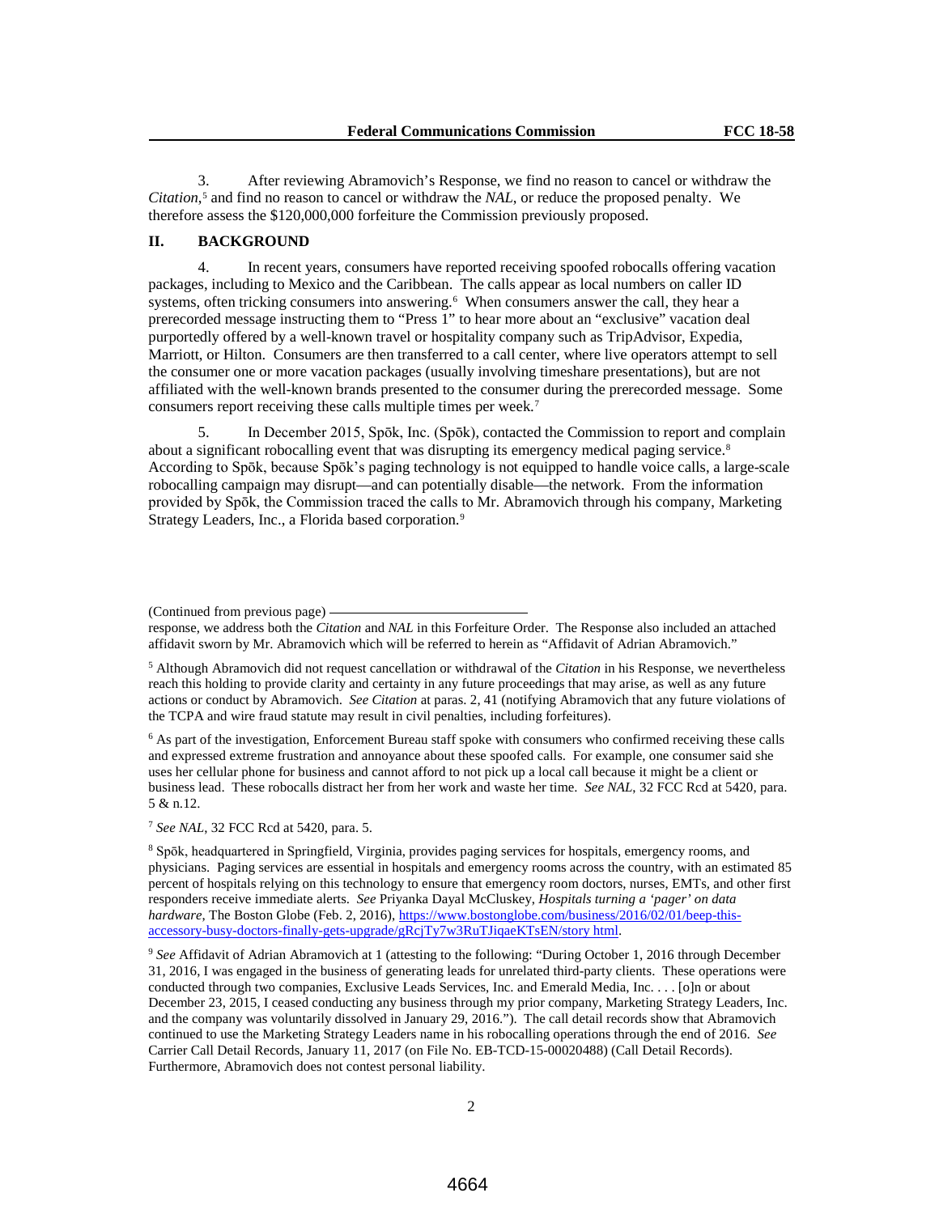3. After reviewing Abramovich's Response, we find no reason to cancel or withdraw the *Citation*,[5] and find no reason to cancel or withdraw the *NAL*, or reduce the proposed penalty. We therefore assess the $120,000,000 forfeiture the Commission previously proposed.

## II. BACKGROUND

4. In recent years, consumers have reported receiving spoofed robocalls offering vacation packages, including to Mexico and the Caribbean. The calls appear as local numbers on caller ID systems, often tricking consumers into answering.[6] When consumers answer the call, they hear a prerecorded message instructing them to "Press 1" to hear more about an "exclusive" vacation deal purportedly offered by a well-known travel or hospitality company such as TripAdvisor, Expedia, Marriott, or Hilton. Consumers are then transferred to a call center, where live operators attempt to sell the consumer one or more vacation packages (usually involving timeshare presentations), but are not affiliated with the well-known brands presented to the consumer during the prerecorded message. Some consumers report receiving these calls multiple times per week.[7]

5. In December 2015, Spōk, Inc. (Spōk), contacted the Commission to report and complain about a significant robocalling event that was disrupting its emergency medical paging service.[8] According to Spōk, because Spōk's paging technology is not equipped to handle voice calls, a large-scale robocalling campaign may disrupt—and can potentially disable—the network. From the information provided by Spōk, the Commission traced the calls to Mr. Abramovich through his company, Marketing Strategy Leaders, Inc., a Florida based corporation.[9]

(Continued from previous page)
response, we address both the *Citation* and *NAL* in this Forfeiture Order. The Response also included an attached affidavit sworn by Mr. Abramovich which will be referred to herein as "Affidavit of Adrian Abramovich."

[5] Although Abramovich did not request cancellation or withdrawal of the *Citation* in his Response, we nevertheless reach this holding to provide clarity and certainty in any future proceedings that may arise, as well as any future actions or conduct by Abramovich. *See Citation* at paras. 2, 41 (notifying Abramovich that any future violations of the TCPA and wire fraud statute may result in civil penalties, including forfeitures).

[6] As part of the investigation, Enforcement Bureau staff spoke with consumers who confirmed receiving these calls and expressed extreme frustration and annoyance about these spoofed calls. For example, one consumer said she uses her cellular phone for business and cannot afford to not pick up a local call because it might be a client or business lead. These robocalls distract her from her work and waste her time. *See NAL*, 32 FCC Rcd at 5420, para. 5 & n.12.

[7] *See NAL*, 32 FCC Rcd at 5420, para. 5.

[8] Spōk, headquartered in Springfield, Virginia, provides paging services for hospitals, emergency rooms, and physicians. Paging services are essential in hospitals and emergency rooms across the country, with an estimated 85 percent of hospitals relying on this technology to ensure that emergency room doctors, nurses, EMTs, and other first responders receive immediate alerts. *See* Priyanka Dayal McCluskey, *Hospitals turning a 'pager' on data hardware*, The Boston Globe (Feb. 2, 2016), https://www.bostonglobe.com/business/2016/02/01/beep-this-accessory-busy-doctors-finally-gets-upgrade/gRcjTy7w3RuTJiqaeKTsEN/story html.

[9] *See* Affidavit of Adrian Abramovich at 1 (attesting to the following: "During October 1, 2016 through December 31, 2016, I was engaged in the business of generating leads for unrelated third-party clients. These operations were conducted through two companies, Exclusive Leads Services, Inc. and Emerald Media, Inc. . . . [o]n or about December 23, 2015, I ceased conducting any business through my prior company, Marketing Strategy Leaders, Inc. and the company was voluntarily dissolved in January 29, 2016."). The call detail records show that Abramovich continued to use the Marketing Strategy Leaders name in his robocalling operations through the end of 2016. *See* Carrier Call Detail Records, January 11, 2017 (on File No. EB-TCD-15-00020488) (Call Detail Records). Furthermore, Abramovich does not contest personal liability.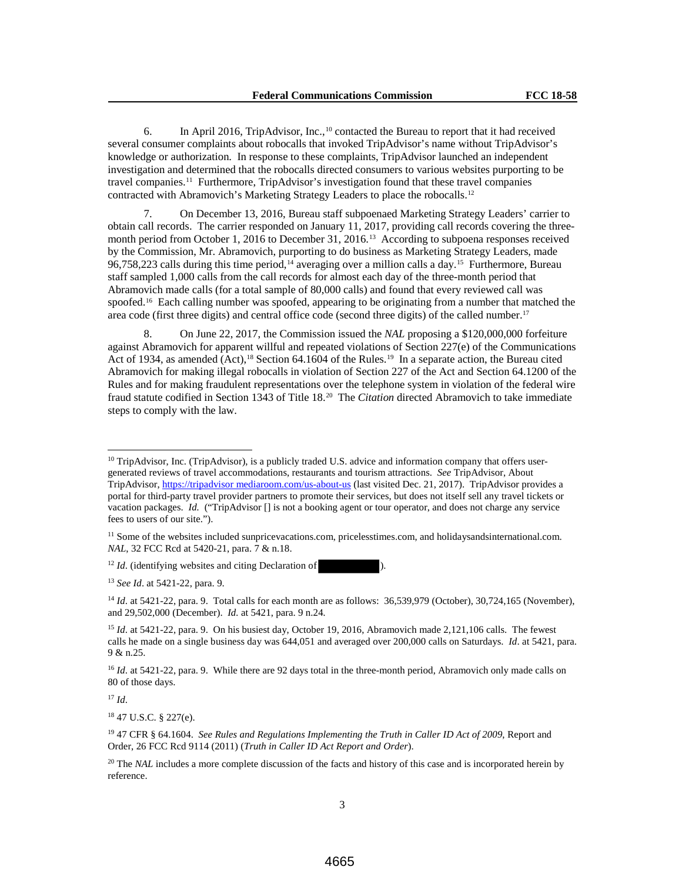6. In April 2016, TripAdvisor, Inc.,[10] contacted the Bureau to report that it had received several consumer complaints about robocalls that invoked TripAdvisor's name without TripAdvisor's knowledge or authorization. In response to these complaints, TripAdvisor launched an independent investigation and determined that the robocalls directed consumers to various websites purporting to be travel companies.[11] Furthermore, TripAdvisor's investigation found that these travel companies contracted with Abramovich's Marketing Strategy Leaders to place the robocalls.[12]

7. On December 13, 2016, Bureau staff subpoenaed Marketing Strategy Leaders' carrier to obtain call records. The carrier responded on January 11, 2017, providing call records covering the three-month period from October 1, 2016 to December 31, 2016.[13] According to subpoena responses received by the Commission, Mr. Abramovich, purporting to do business as Marketing Strategy Leaders, made 96,758,223 calls during this time period,[14] averaging over a million calls a day.[15] Furthermore, Bureau staff sampled 1,000 calls from the call records for almost each day of the three-month period that Abramovich made calls (for a total sample of 80,000 calls) and found that every reviewed call was spoofed.[16] Each calling number was spoofed, appearing to be originating from a number that matched the area code (first three digits) and central office code (second three digits) of the called number.[17]

8. On June 22, 2017, the Commission issued the *NAL* proposing a $120,000,000 forfeiture against Abramovich for apparent willful and repeated violations of Section 227(e) of the Communications Act of 1934, as amended (Act),[18] Section 64.1604 of the Rules.[19] In a separate action, the Bureau cited Abramovich for making illegal robocalls in violation of Section 227 of the Act and Section 64.1200 of the Rules and for making fraudulent representations over the telephone system in violation of the federal wire fraud statute codified in Section 1343 of Title 18.[20] The *Citation* directed Abramovich to take immediate steps to comply with the law.

---

[10] TripAdvisor, Inc. (TripAdvisor), is a publicly traded U.S. advice and information company that offers user-generated reviews of travel accommodations, restaurants and tourism attractions. *See* TripAdvisor, About TripAdvisor, https://tripadvisor mediaroom.com/us-about-us (last visited Dec. 21, 2017). TripAdvisor provides a portal for third-party travel provider partners to promote their services, but does not itself sell any travel tickets or vacation packages. *Id.* ("TripAdvisor [] is not a booking agent or tour operator, and does not charge any service fees to users of our site.").

[11] Some of the websites included sunpricevacations.com, pricelesstimes.com, and holidaysandsinternational.com. *NAL*, 32 FCC Rcd at 5420-21, para. 7 & n.18.

[12] *Id.* (identifying websites and citing Declaration of [REDACTED]).

[13] *See Id*. at 5421-22, para. 9.

[14] *Id*. at 5421-22, para. 9. Total calls for each month are as follows: 36,539,979 (October), 30,724,165 (November), and 29,502,000 (December). *Id.* at 5421, para. 9 n.24.

[15] *Id*. at 5421-22, para. 9. On his busiest day, October 19, 2016, Abramovich made 2,121,106 calls. The fewest calls he made on a single business day was 644,051 and averaged over 200,000 calls on Saturdays. *Id*. at 5421, para. 9 & n.25.

[16] *Id*. at 5421-22, para. 9. While there are 92 days total in the three-month period, Abramovich only made calls on 80 of those days.

[17] *Id*.

[18] 47 U.S.C. § 227(e).

[19] 47 CFR § 64.1604. *See Rules and Regulations Implementing the Truth in Caller ID Act of 2009*, Report and Order, 26 FCC Rcd 9114 (2011) (*Truth in Caller ID Act Report and Order*).

[20] The *NAL* includes a more complete discussion of the facts and history of this case and is incorporated herein by reference.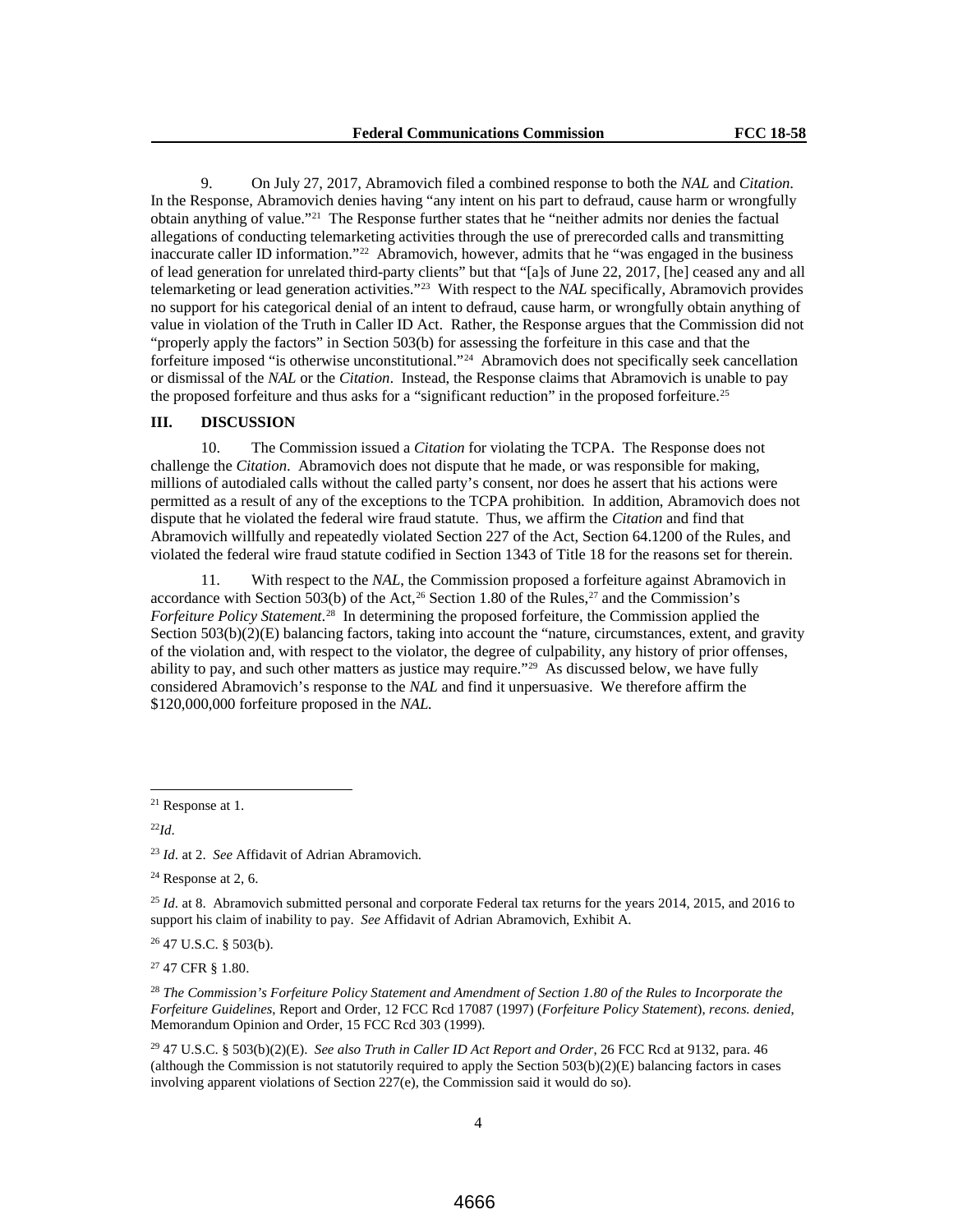9. On July 27, 2017, Abramovich filed a combined response to both the *NAL* and *Citation*. In the Response, Abramovich denies having "any intent on his part to defraud, cause harm or wrongfully obtain anything of value."[21] The Response further states that he "neither admits nor denies the factual allegations of conducting telemarketing activities through the use of prerecorded calls and transmitting inaccurate caller ID information."[22] Abramovich, however, admits that he "was engaged in the business of lead generation for unrelated third-party clients" but that "[a]s of June 22, 2017, [he] ceased any and all telemarketing or lead generation activities."[23] With respect to the *NAL* specifically, Abramovich provides no support for his categorical denial of an intent to defraud, cause harm, or wrongfully obtain anything of value in violation of the Truth in Caller ID Act. Rather, the Response argues that the Commission did not "properly apply the factors" in Section 503(b) for assessing the forfeiture in this case and that the forfeiture imposed "is otherwise unconstitutional."[24] Abramovich does not specifically seek cancellation or dismissal of the *NAL* or the *Citation*. Instead, the Response claims that Abramovich is unable to pay the proposed forfeiture and thus asks for a "significant reduction" in the proposed forfeiture.[25]

## III. DISCUSSION

10. The Commission issued a *Citation* for violating the TCPA. The Response does not challenge the *Citation*. Abramovich does not dispute that he made, or was responsible for making, millions of autodialed calls without the called party's consent, nor does he assert that his actions were permitted as a result of any of the exceptions to the TCPA prohibition. In addition, Abramovich does not dispute that he violated the federal wire fraud statute. Thus, we affirm the *Citation* and find that Abramovich willfully and repeatedly violated Section 227 of the Act, Section 64.1200 of the Rules, and violated the federal wire fraud statute codified in Section 1343 of Title 18 for the reasons set for therein.

11. With respect to the *NAL*, the Commission proposed a forfeiture against Abramovich in accordance with Section 503(b) of the Act,[26] Section 1.80 of the Rules,[27] and the Commission's *Forfeiture Policy Statement*.[28] In determining the proposed forfeiture, the Commission applied the Section 503(b)(2)(E) balancing factors, taking into account the "nature, circumstances, extent, and gravity of the violation and, with respect to the violator, the degree of culpability, any history of prior offenses, ability to pay, and such other matters as justice may require."[29] As discussed below, we have fully considered Abramovich's response to the *NAL* and find it unpersuasive. We therefore affirm the $120,000,000 forfeiture proposed in the *NAL*.

---

[21] Response at 1.

[22] *Id*.

[23] *Id*. at 2. *See* Affidavit of Adrian Abramovich.

[24] Response at 2, 6.

[25] *Id*. at 8. Abramovich submitted personal and corporate Federal tax returns for the years 2014, 2015, and 2016 to support his claim of inability to pay. *See* Affidavit of Adrian Abramovich, Exhibit A.

[26] 47 U.S.C. § 503(b).

[27] 47 CFR § 1.80.

[28] *The Commission's Forfeiture Policy Statement and Amendment of Section 1.80 of the Rules to Incorporate the Forfeiture Guidelines*, Report and Order, 12 FCC Rcd 17087 (1997) (*Forfeiture Policy Statement*), *recons. denied*, Memorandum Opinion and Order, 15 FCC Rcd 303 (1999).

[29] 47 U.S.C. § 503(b)(2)(E). *See also Truth in Caller ID Act Report and Order*, 26 FCC Rcd at 9132, para. 46 (although the Commission is not statutorily required to apply the Section 503(b)(2)(E) balancing factors in cases involving apparent violations of Section 227(e), the Commission said it would do so).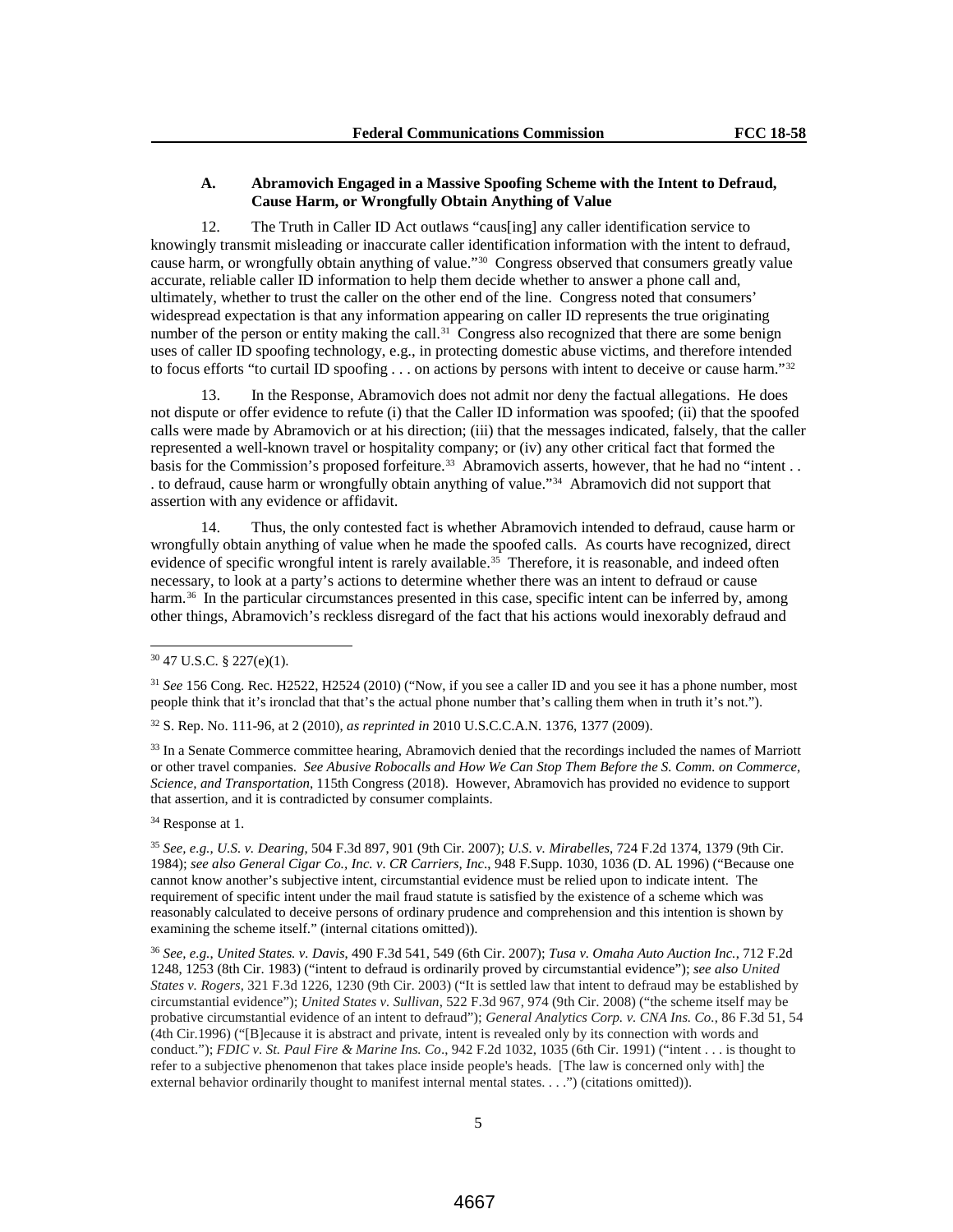### A. Abramovich Engaged in a Massive Spoofing Scheme with the Intent to Defraud, Cause Harm, or Wrongfully Obtain Anything of Value

12. The Truth in Caller ID Act outlaws "caus[ing] any caller identification service to knowingly transmit misleading or inaccurate caller identification information with the intent to defraud, cause harm, or wrongfully obtain anything of value."[30] Congress observed that consumers greatly value accurate, reliable caller ID information to help them decide whether to answer a phone call and, ultimately, whether to trust the caller on the other end of the line. Congress noted that consumers' widespread expectation is that any information appearing on caller ID represents the true originating number of the person or entity making the call.[31] Congress also recognized that there are some benign uses of caller ID spoofing technology, e.g., in protecting domestic abuse victims, and therefore intended to focus efforts "to curtail ID spoofing . . . on actions by persons with intent to deceive or cause harm."[32]

13. In the Response, Abramovich does not admit nor deny the factual allegations. He does not dispute or offer evidence to refute (i) that the Caller ID information was spoofed; (ii) that the spoofed calls were made by Abramovich or at his direction; (iii) that the messages indicated, falsely, that the caller represented a well-known travel or hospitality company; or (iv) any other critical fact that formed the basis for the Commission's proposed forfeiture.[33] Abramovich asserts, however, that he had no "intent . . . to defraud, cause harm or wrongfully obtain anything of value."[34] Abramovich did not support that assertion with any evidence or affidavit.

14. Thus, the only contested fact is whether Abramovich intended to defraud, cause harm or wrongfully obtain anything of value when he made the spoofed calls. As courts have recognized, direct evidence of specific wrongful intent is rarely available.[35] Therefore, it is reasonable, and indeed often necessary, to look at a party's actions to determine whether there was an intent to defraud or cause harm.[36] In the particular circumstances presented in this case, specific intent can be inferred by, among other things, Abramovich's reckless disregard of the fact that his actions would inexorably defraud and

---

[30] 47 U.S.C. § 227(e)(1).

[31] *See* 156 Cong. Rec. H2522, H2524 (2010) ("Now, if you see a caller ID and you see it has a phone number, most people think that it's ironclad that that's the actual phone number that's calling them when in truth it's not.").

[32] S. Rep. No. 111-96, at 2 (2010), *as reprinted in* 2010 U.S.C.C.A.N. 1376, 1377 (2009).

[33] In a Senate Commerce committee hearing, Abramovich denied that the recordings included the names of Marriott or other travel companies. *See Abusive Robocalls and How We Can Stop Them Before the S. Comm. on Commerce, Science, and Transportation*, 115th Congress (2018). However, Abramovich has provided no evidence to support that assertion, and it is contradicted by consumer complaints.

[34] Response at 1.

[35] *See, e.g.*, *U.S. v. Dearing*, 504 F.3d 897, 901 (9th Cir. 2007); *U.S. v. Mirabelles*, 724 F.2d 1374, 1379 (9th Cir. 1984); *see also General Cigar Co., Inc. v. CR Carriers, Inc*., 948 F.Supp. 1030, 1036 (D. AL 1996) ("Because one cannot know another's subjective intent, circumstantial evidence must be relied upon to indicate intent. The requirement of specific intent under the mail fraud statute is satisfied by the existence of a scheme which was reasonably calculated to deceive persons of ordinary prudence and comprehension and this intention is shown by examining the scheme itself." (internal citations omitted)).

[36] *See, e.g.*, *United States. v. Davis*, 490 F.3d 541, 549 (6th Cir. 2007); *Tusa v. Omaha Auto Auction Inc.*, 712 F.2d 1248, 1253 (8th Cir. 1983) ("intent to defraud is ordinarily proved by circumstantial evidence"); *see also United States v. Rogers*, 321 F.3d 1226, 1230 (9th Cir. 2003) ("It is settled law that intent to defraud may be established by circumstantial evidence"); *United States v. Sullivan*, 522 F.3d 967, 974 (9th Cir. 2008) ("the scheme itself may be probative circumstantial evidence of an intent to defraud"); *General Analytics Corp. v. CNA Ins. Co.*, 86 F.3d 51, 54 (4th Cir.1996) ("[B]ecause it is abstract and private, intent is revealed only by its connection with words and conduct."); *FDIC v. St. Paul Fire & Marine Ins. Co*., 942 F.2d 1032, 1035 (6th Cir. 1991) ("intent . . . is thought to refer to a subjective phenomenon that takes place inside people's heads. [The law is concerned only with] the external behavior ordinarily thought to manifest internal mental states. . . .") (citations omitted)).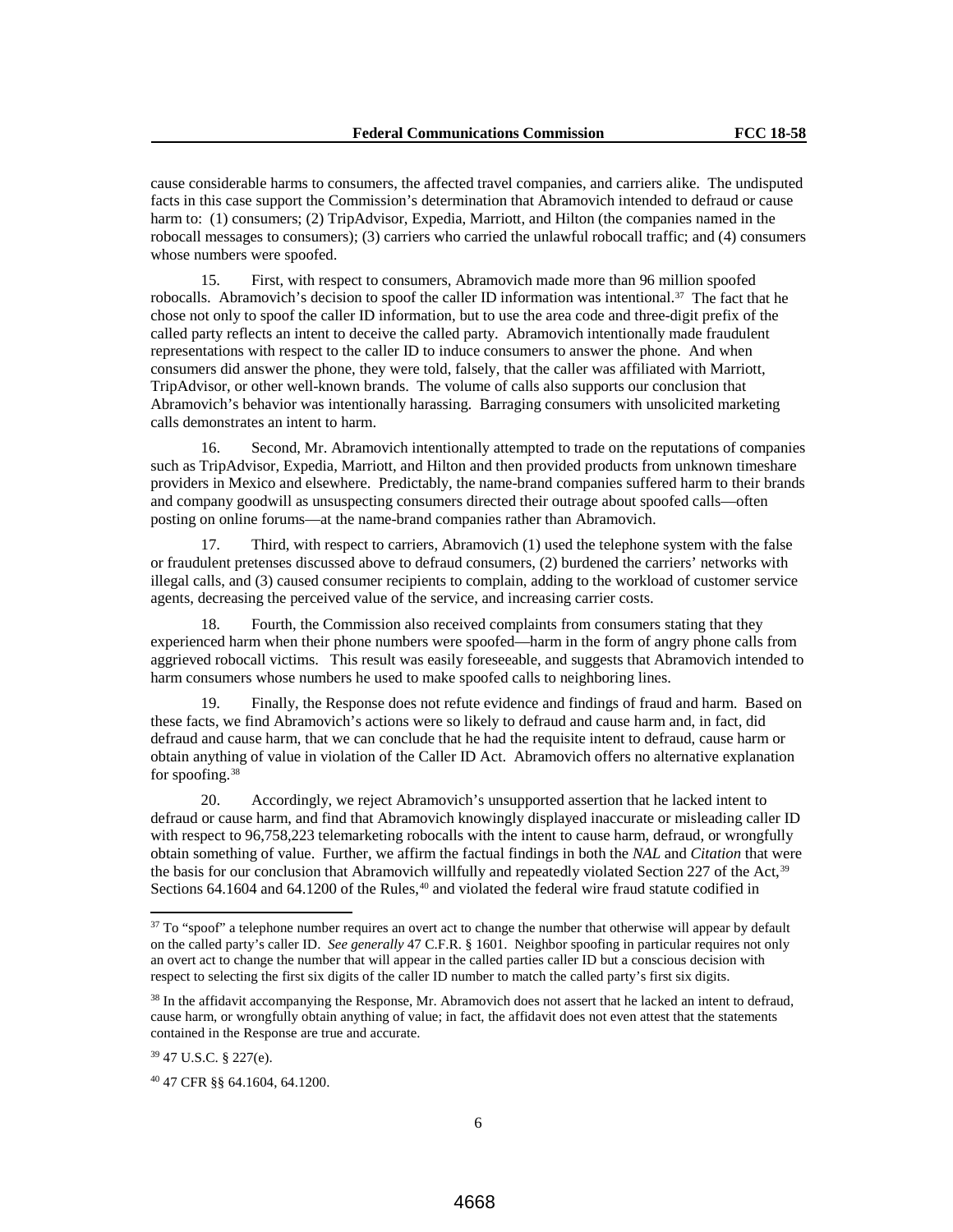cause considerable harms to consumers, the affected travel companies, and carriers alike. The undisputed facts in this case support the Commission's determination that Abramovich intended to defraud or cause harm to: (1) consumers; (2) TripAdvisor, Expedia, Marriott, and Hilton (the companies named in the robocall messages to consumers); (3) carriers who carried the unlawful robocall traffic; and (4) consumers whose numbers were spoofed.

15. First, with respect to consumers, Abramovich made more than 96 million spoofed robocalls. Abramovich's decision to spoof the caller ID information was intentional.[37] The fact that he chose not only to spoof the caller ID information, but to use the area code and three-digit prefix of the called party reflects an intent to deceive the called party. Abramovich intentionally made fraudulent representations with respect to the caller ID to induce consumers to answer the phone. And when consumers did answer the phone, they were told, falsely, that the caller was affiliated with Marriott, TripAdvisor, or other well-known brands. The volume of calls also supports our conclusion that Abramovich's behavior was intentionally harassing. Barraging consumers with unsolicited marketing calls demonstrates an intent to harm.

16. Second, Mr. Abramovich intentionally attempted to trade on the reputations of companies such as TripAdvisor, Expedia, Marriott, and Hilton and then provided products from unknown timeshare providers in Mexico and elsewhere. Predictably, the name-brand companies suffered harm to their brands and company goodwill as unsuspecting consumers directed their outrage about spoofed calls—often posting on online forums—at the name-brand companies rather than Abramovich.

17. Third, with respect to carriers, Abramovich (1) used the telephone system with the false or fraudulent pretenses discussed above to defraud consumers, (2) burdened the carriers' networks with illegal calls, and (3) caused consumer recipients to complain, adding to the workload of customer service agents, decreasing the perceived value of the service, and increasing carrier costs.

18. Fourth, the Commission also received complaints from consumers stating that they experienced harm when their phone numbers were spoofed—harm in the form of angry phone calls from aggrieved robocall victims. This result was easily foreseeable, and suggests that Abramovich intended to harm consumers whose numbers he used to make spoofed calls to neighboring lines.

19. Finally, the Response does not refute evidence and findings of fraud and harm. Based on these facts, we find Abramovich's actions were so likely to defraud and cause harm and, in fact, did defraud and cause harm, that we can conclude that he had the requisite intent to defraud, cause harm or obtain anything of value in violation of the Caller ID Act. Abramovich offers no alternative explanation for spoofing.[38]

20. Accordingly, we reject Abramovich's unsupported assertion that he lacked intent to defraud or cause harm, and find that Abramovich knowingly displayed inaccurate or misleading caller ID with respect to 96,758,223 telemarketing robocalls with the intent to cause harm, defraud, or wrongfully obtain something of value. Further, we affirm the factual findings in both the *NAL* and *Citation* that were the basis for our conclusion that Abramovich willfully and repeatedly violated Section 227 of the Act,[39] Sections 64.1604 and 64.1200 of the Rules,[40] and violated the federal wire fraud statute codified in

---

[37] To "spoof" a telephone number requires an overt act to change the number that otherwise will appear by default on the called party's caller ID. *See generally* 47 C.F.R. § 1601. Neighbor spoofing in particular requires not only an overt act to change the number that will appear in the called parties caller ID but a conscious decision with respect to selecting the first six digits of the caller ID number to match the called party's first six digits.

[38] In the affidavit accompanying the Response, Mr. Abramovich does not assert that he lacked an intent to defraud, cause harm, or wrongfully obtain anything of value; in fact, the affidavit does not even attest that the statements contained in the Response are true and accurate.

[39] 47 U.S.C. § 227(e).

[40] 47 CFR §§ 64.1604, 64.1200.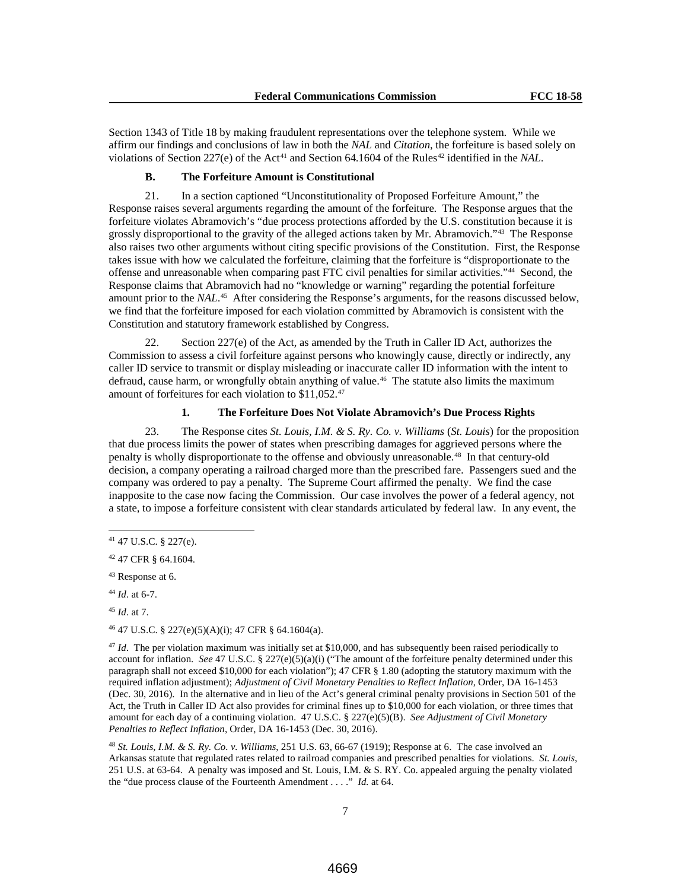Section 1343 of Title 18 by making fraudulent representations over the telephone system. While we affirm our findings and conclusions of law in both the *NAL* and *Citation*, the forfeiture is based solely on violations of Section 227(e) of the Act[41] and Section 64.1604 of the Rules[42] identified in the *NAL*.

### B. The Forfeiture Amount is Constitutional

21. In a section captioned "Unconstitutionality of Proposed Forfeiture Amount," the Response raises several arguments regarding the amount of the forfeiture. The Response argues that the forfeiture violates Abramovich's "due process protections afforded by the U.S. constitution because it is grossly disproportional to the gravity of the alleged actions taken by Mr. Abramovich."[43] The Response also raises two other arguments without citing specific provisions of the Constitution. First, the Response takes issue with how we calculated the forfeiture, claiming that the forfeiture is "disproportionate to the offense and unreasonable when comparing past FTC civil penalties for similar activities."[44] Second, the Response claims that Abramovich had no "knowledge or warning" regarding the potential forfeiture amount prior to the *NAL*.[45] After considering the Response's arguments, for the reasons discussed below, we find that the forfeiture imposed for each violation committed by Abramovich is consistent with the Constitution and statutory framework established by Congress.

22. Section 227(e) of the Act, as amended by the Truth in Caller ID Act, authorizes the Commission to assess a civil forfeiture against persons who knowingly cause, directly or indirectly, any caller ID service to transmit or display misleading or inaccurate caller ID information with the intent to defraud, cause harm, or wrongfully obtain anything of value.[46] The statute also limits the maximum amount of forfeitures for each violation to $11,052.[47]

#### 1. The Forfeiture Does Not Violate Abramovich's Due Process Rights

23. The Response cites *St. Louis, I.M. & S. Ry. Co. v. Williams* (*St. Louis*) for the proposition that due process limits the power of states when prescribing damages for aggrieved persons where the penalty is wholly disproportionate to the offense and obviously unreasonable.[48] In that century-old decision, a company operating a railroad charged more than the prescribed fare. Passengers sued and the company was ordered to pay a penalty. The Supreme Court affirmed the penalty. We find the case inapposite to the case now facing the Commission. Our case involves the power of a federal agency, not a state, to impose a forfeiture consistent with clear standards articulated by federal law. In any event, the

---

[41] 47 U.S.C. § 227(e).

[42] 47 CFR § 64.1604.

[43] Response at 6.

[44] *Id*. at 6-7.

[45] *Id*. at 7.

[46] 47 U.S.C. § 227(e)(5)(A)(i); 47 CFR § 64.1604(a).

[47] *Id*. The per violation maximum was initially set at $10,000, and has subsequently been raised periodically to account for inflation. *See* 47 U.S.C. § 227(e)(5)(a)(i) ("The amount of the forfeiture penalty determined under this paragraph shall not exceed $10,000 for each violation"); 47 CFR § 1.80 (adopting the statutory maximum with the required inflation adjustment); *Adjustment of Civil Monetary Penalties to Reflect Inflation*, Order, DA 16-1453 (Dec. 30, 2016). In the alternative and in lieu of the Act's general criminal penalty provisions in Section 501 of the Act, the Truth in Caller ID Act also provides for criminal fines up to $10,000 for each violation, or three times that amount for each day of a continuing violation. 47 U.S.C. § 227(e)(5)(B). *See Adjustment of Civil Monetary Penalties to Reflect Inflation*, Order, DA 16-1453 (Dec. 30, 2016).

[48] *St. Louis, I.M. & S. Ry. Co. v. Williams*, 251 U.S. 63, 66-67 (1919); Response at 6. The case involved an Arkansas statute that regulated rates related to railroad companies and prescribed penalties for violations. *St. Louis*, 251 U.S. at 63-64. A penalty was imposed and St. Louis, I.M. & S. RY. Co. appealed arguing the penalty violated the "due process clause of the Fourteenth Amendment . . . ." *Id.* at 64.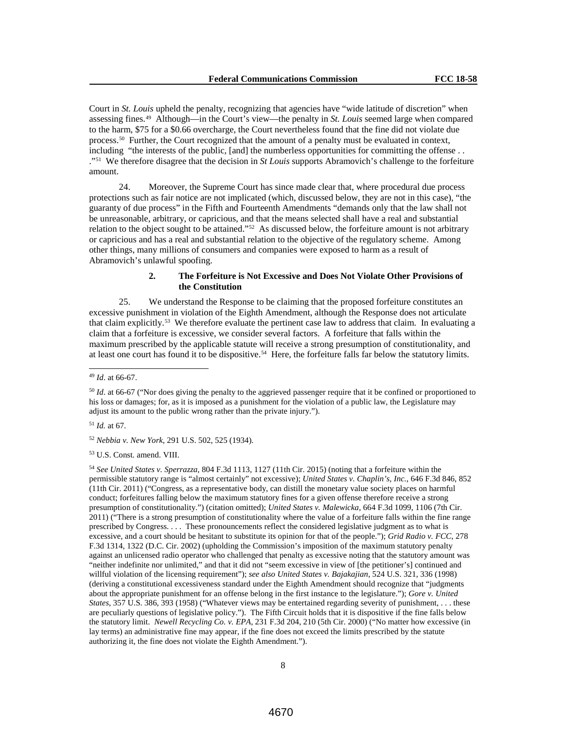Court in *St. Louis* upheld the penalty, recognizing that agencies have "wide latitude of discretion" when assessing fines.[49] Although—in the Court's view—the penalty in *St. Louis* seemed large when compared to the harm, $75 for a $0.66 overcharge, the Court nevertheless found that the fine did not violate due process.[50] Further, the Court recognized that the amount of a penalty must be evaluated in context, including "the interests of the public, [and] the numberless opportunities for committing the offense . . ."[51] We therefore disagree that the decision in *St Louis* supports Abramovich's challenge to the forfeiture amount.

24. Moreover, the Supreme Court has since made clear that, where procedural due process protections such as fair notice are not implicated (which, discussed below, they are not in this case), "the guaranty of due process" in the Fifth and Fourteenth Amendments "demands only that the law shall not be unreasonable, arbitrary, or capricious, and that the means selected shall have a real and substantial relation to the object sought to be attained."[52] As discussed below, the forfeiture amount is not arbitrary or capricious and has a real and substantial relation to the objective of the regulatory scheme. Among other things, many millions of consumers and companies were exposed to harm as a result of Abramovich's unlawful spoofing.

### 2. The Forfeiture is Not Excessive and Does Not Violate Other Provisions of the Constitution

25. We understand the Response to be claiming that the proposed forfeiture constitutes an excessive punishment in violation of the Eighth Amendment, although the Response does not articulate that claim explicitly.[53] We therefore evaluate the pertinent case law to address that claim. In evaluating a claim that a forfeiture is excessive, we consider several factors. A forfeiture that falls within the maximum prescribed by the applicable statute will receive a strong presumption of constitutionality, and at least one court has found it to be dispositive.[54] Here, the forfeiture falls far below the statutory limits.

---

[49] *Id*. at 66-67.

[50] *Id*. at 66-67 ("Nor does giving the penalty to the aggrieved passenger require that it be confined or proportioned to his loss or damages; for, as it is imposed as a punishment for the violation of a public law, the Legislature may adjust its amount to the public wrong rather than the private injury.").

[51] *Id.* at 67.

[52] *Nebbia v. New York*, 291 U.S. 502, 525 (1934).

[53] U.S. Const. amend. VIII.

[54] *See United States v. Sperrazza*, 804 F.3d 1113, 1127 (11th Cir. 2015) (noting that a forfeiture within the permissible statutory range is "almost certainly" not excessive); *United States v. Chaplin's, Inc.*, 646 F.3d 846, 852 (11th Cir. 2011) ("Congress, as a representative body, can distill the monetary value society places on harmful conduct; forfeitures falling below the maximum statutory fines for a given offense therefore receive a strong presumption of constitutionality.") (citation omitted); *United States v. Malewicka*, 664 F.3d 1099, 1106 (7th Cir. 2011) ("There is a strong presumption of constitutionality where the value of a forfeiture falls within the fine range prescribed by Congress. . . . These pronouncements reflect the considered legislative judgment as to what is excessive, and a court should be hesitant to substitute its opinion for that of the people."); *Grid Radio v. FCC*, 278 F.3d 1314, 1322 (D.C. Cir. 2002) (upholding the Commission's imposition of the maximum statutory penalty against an unlicensed radio operator who challenged that penalty as excessive noting that the statutory amount was "neither indefinite nor unlimited," and that it did not "seem excessive in view of [the petitioner's] continued and willful violation of the licensing requirement"); *see also United States v. Bajakajian*, 524 U.S. 321, 336 (1998) (deriving a constitutional excessiveness standard under the Eighth Amendment should recognize that "judgments about the appropriate punishment for an offense belong in the first instance to the legislature."); *Gore v. United States*, 357 U.S. 386, 393 (1958) ("Whatever views may be entertained regarding severity of punishment, . . . these are peculiarly questions of legislative policy."). The Fifth Circuit holds that it is dispositive if the fine falls below the statutory limit. *Newell Recycling Co. v. EPA*, 231 F.3d 204, 210 (5th Cir. 2000) ("No matter how excessive (in lay terms) an administrative fine may appear, if the fine does not exceed the limits prescribed by the statute authorizing it, the fine does not violate the Eighth Amendment.").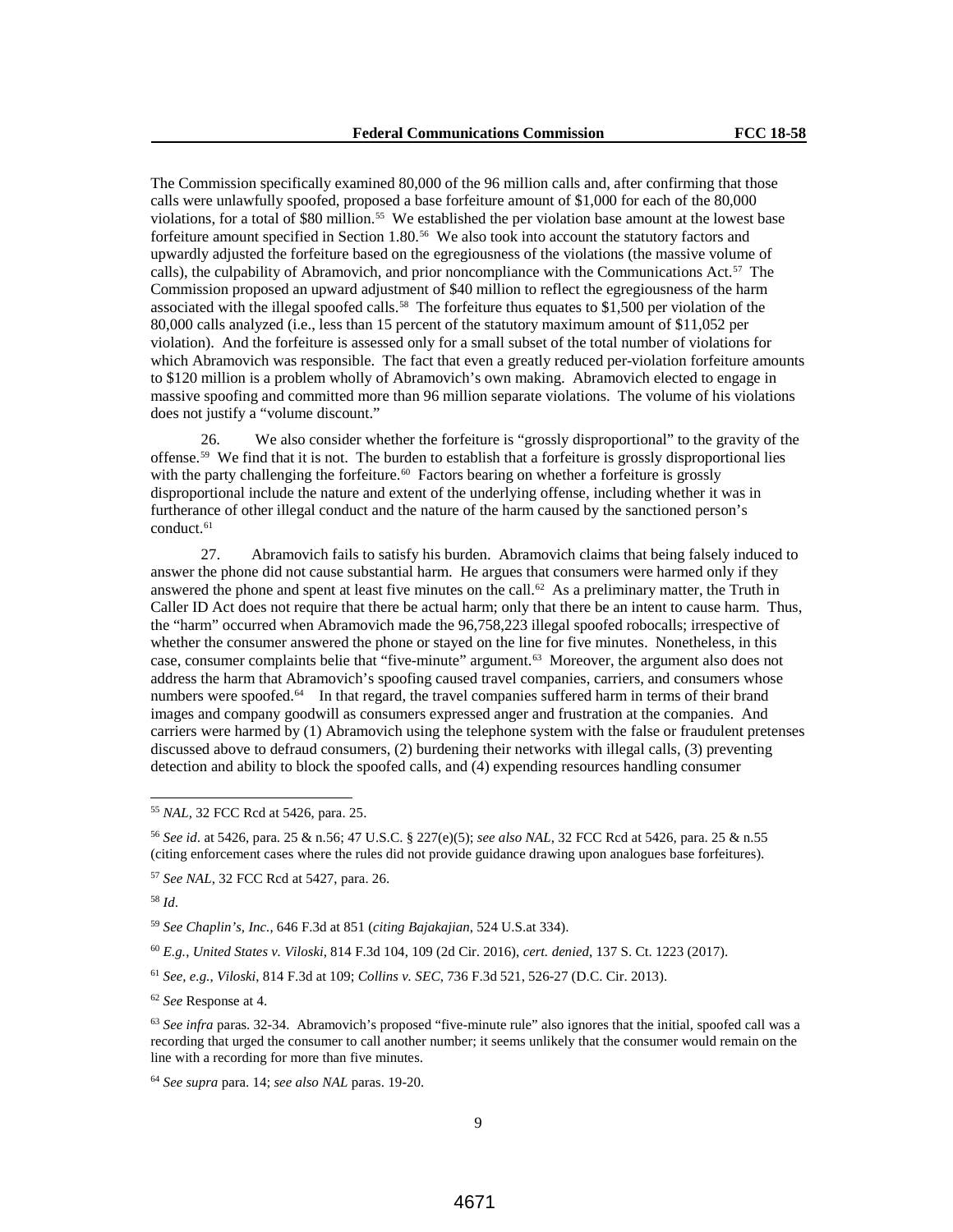The Commission specifically examined 80,000 of the 96 million calls and, after confirming that those calls were unlawfully spoofed, proposed a base forfeiture amount of $1,000 for each of the 80,000 violations, for a total of $80 million.[55] We established the per violation base amount at the lowest base forfeiture amount specified in Section 1.80.[56] We also took into account the statutory factors and upwardly adjusted the forfeiture based on the egregiousness of the violations (the massive volume of calls), the culpability of Abramovich, and prior noncompliance with the Communications Act.[57] The Commission proposed an upward adjustment of $40 million to reflect the egregiousness of the harm associated with the illegal spoofed calls.[58] The forfeiture thus equates to $1,500 per violation of the 80,000 calls analyzed (i.e., less than 15 percent of the statutory maximum amount of $11,052 per violation). And the forfeiture is assessed only for a small subset of the total number of violations for which Abramovich was responsible. The fact that even a greatly reduced per-violation forfeiture amounts to $120 million is a problem wholly of Abramovich's own making. Abramovich elected to engage in massive spoofing and committed more than 96 million separate violations. The volume of his violations does not justify a "volume discount."

26. We also consider whether the forfeiture is "grossly disproportional" to the gravity of the offense.[59] We find that it is not. The burden to establish that a forfeiture is grossly disproportional lies with the party challenging the forfeiture.[60] Factors bearing on whether a forfeiture is grossly disproportional include the nature and extent of the underlying offense, including whether it was in furtherance of other illegal conduct and the nature of the harm caused by the sanctioned person's conduct.[61]

27. Abramovich fails to satisfy his burden. Abramovich claims that being falsely induced to answer the phone did not cause substantial harm. He argues that consumers were harmed only if they answered the phone and spent at least five minutes on the call.[62] As a preliminary matter, the Truth in Caller ID Act does not require that there be actual harm; only that there be an intent to cause harm. Thus, the "harm" occurred when Abramovich made the 96,758,223 illegal spoofed robocalls; irrespective of whether the consumer answered the phone or stayed on the line for five minutes. Nonetheless, in this case, consumer complaints belie that "five-minute" argument.[63] Moreover, the argument also does not address the harm that Abramovich's spoofing caused travel companies, carriers, and consumers whose numbers were spoofed.[64] In that regard, the travel companies suffered harm in terms of their brand images and company goodwill as consumers expressed anger and frustration at the companies. And carriers were harmed by (1) Abramovich using the telephone system with the false or fraudulent pretenses discussed above to defraud consumers, (2) burdening their networks with illegal calls, (3) preventing detection and ability to block the spoofed calls, and (4) expending resources handling consumer

---

[55] *NAL*, 32 FCC Rcd at 5426, para. 25.

[56] *See id.* at 5426, para. 25 & n.56; 47 U.S.C. § 227(e)(5); *see also NAL*, 32 FCC Rcd at 5426, para. 25 & n.55 (citing enforcement cases where the rules did not provide guidance drawing upon analogues base forfeitures).

[57] *See NAL*, 32 FCC Rcd at 5427, para. 26.

[58] *Id.*

[59] *See Chaplin's, Inc.*, 646 F.3d at 851 (*citing Bajakajian*, 524 U.S.at 334).

[60] *E.g.*, *United States v. Viloski*, 814 F.3d 104, 109 (2d Cir. 2016), *cert. denied*, 137 S. Ct. 1223 (2017).

[61] *See, e.g.*, *Viloski*, 814 F.3d at 109; *Collins v. SEC*, 736 F.3d 521, 526-27 (D.C. Cir. 2013).

[62] *See* Response at 4.

[63] *See infra* paras. 32-34. Abramovich's proposed "five-minute rule" also ignores that the initial, spoofed call was a recording that urged the consumer to call another number; it seems unlikely that the consumer would remain on the line with a recording for more than five minutes.

[64] *See supra* para. 14; *see also NAL* paras. 19-20.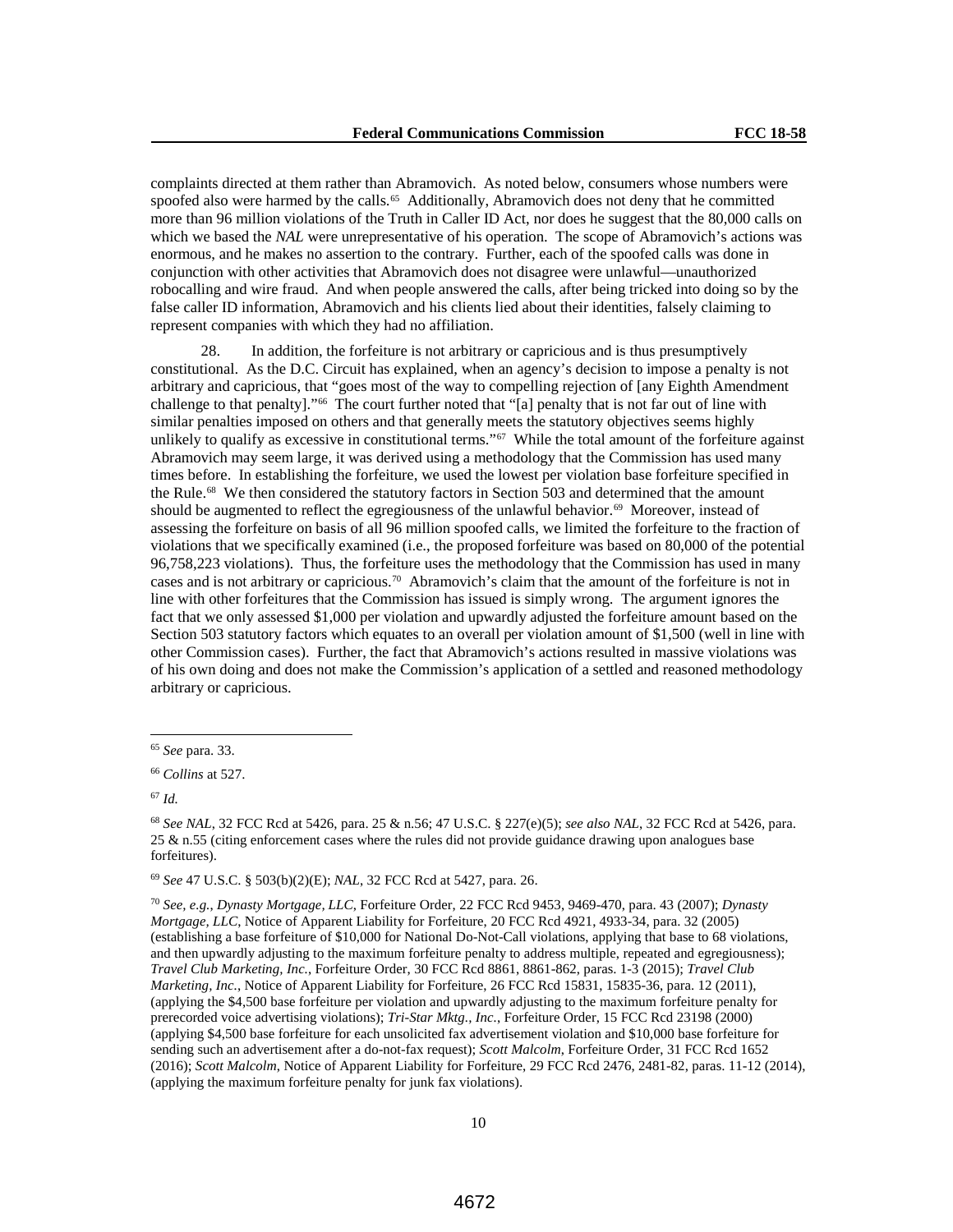complaints directed at them rather than Abramovich. As noted below, consumers whose numbers were spoofed also were harmed by the calls.[65] Additionally, Abramovich does not deny that he committed more than 96 million violations of the Truth in Caller ID Act, nor does he suggest that the 80,000 calls on which we based the *NAL* were unrepresentative of his operation. The scope of Abramovich's actions was enormous, and he makes no assertion to the contrary. Further, each of the spoofed calls was done in conjunction with other activities that Abramovich does not disagree were unlawful—unauthorized robocalling and wire fraud. And when people answered the calls, after being tricked into doing so by the false caller ID information, Abramovich and his clients lied about their identities, falsely claiming to represent companies with which they had no affiliation.

28. In addition, the forfeiture is not arbitrary or capricious and is thus presumptively constitutional. As the D.C. Circuit has explained, when an agency's decision to impose a penalty is not arbitrary and capricious, that "goes most of the way to compelling rejection of [any Eighth Amendment challenge to that penalty]."[66] The court further noted that "[a] penalty that is not far out of line with similar penalties imposed on others and that generally meets the statutory objectives seems highly unlikely to qualify as excessive in constitutional terms."[67] While the total amount of the forfeiture against Abramovich may seem large, it was derived using a methodology that the Commission has used many times before. In establishing the forfeiture, we used the lowest per violation base forfeiture specified in the Rule.[68] We then considered the statutory factors in Section 503 and determined that the amount should be augmented to reflect the egregiousness of the unlawful behavior.[69] Moreover, instead of assessing the forfeiture on basis of all 96 million spoofed calls, we limited the forfeiture to the fraction of violations that we specifically examined (i.e., the proposed forfeiture was based on 80,000 of the potential 96,758,223 violations). Thus, the forfeiture uses the methodology that the Commission has used in many cases and is not arbitrary or capricious.[70] Abramovich's claim that the amount of the forfeiture is not in line with other forfeitures that the Commission has issued is simply wrong. The argument ignores the fact that we only assessed $1,000 per violation and upwardly adjusted the forfeiture amount based on the Section 503 statutory factors which equates to an overall per violation amount of $1,500 (well in line with other Commission cases). Further, the fact that Abramovich's actions resulted in massive violations was of his own doing and does not make the Commission's application of a settled and reasoned methodology arbitrary or capricious.

---

[65] *See* para. 33.

[66] *Collins* at 527.

[67] *Id.*

[68] *See NAL*, 32 FCC Rcd at 5426, para. 25 & n.56; 47 U.S.C. § 227(e)(5); *see also NAL*, 32 FCC Rcd at 5426, para. 25 & n.55 (citing enforcement cases where the rules did not provide guidance drawing upon analogues base forfeitures).

[69] *See* 47 U.S.C. § 503(b)(2)(E); *NAL*, 32 FCC Rcd at 5427, para. 26.

[70] *See, e.g.*, *Dynasty Mortgage, LLC*, Forfeiture Order, 22 FCC Rcd 9453, 9469-470, para. 43 (2007); *Dynasty Mortgage, LLC*, Notice of Apparent Liability for Forfeiture, 20 FCC Rcd 4921, 4933-34, para. 32 (2005) (establishing a base forfeiture of $10,000 for National Do-Not-Call violations, applying that base to 68 violations, and then upwardly adjusting to the maximum forfeiture penalty to address multiple, repeated and egregiousness); *Travel Club Marketing, Inc.*, Forfeiture Order, 30 FCC Rcd 8861, 8861-862, paras. 1-3 (2015); *Travel Club Marketing, Inc.*, Notice of Apparent Liability for Forfeiture, 26 FCC Rcd 15831, 15835-36, para. 12 (2011), (applying the $4,500 base forfeiture per violation and upwardly adjusting to the maximum forfeiture penalty for prerecorded voice advertising violations); *Tri-Star Mktg., Inc.*, Forfeiture Order, 15 FCC Rcd 23198 (2000) (applying $4,500 base forfeiture for each unsolicited fax advertisement violation and $10,000 base forfeiture for sending such an advertisement after a do-not-fax request); *Scott Malcolm*, Forfeiture Order, 31 FCC Rcd 1652 (2016); *Scott Malcolm*, Notice of Apparent Liability for Forfeiture, 29 FCC Rcd 2476, 2481-82, paras. 11-12 (2014), (applying the maximum forfeiture penalty for junk fax violations).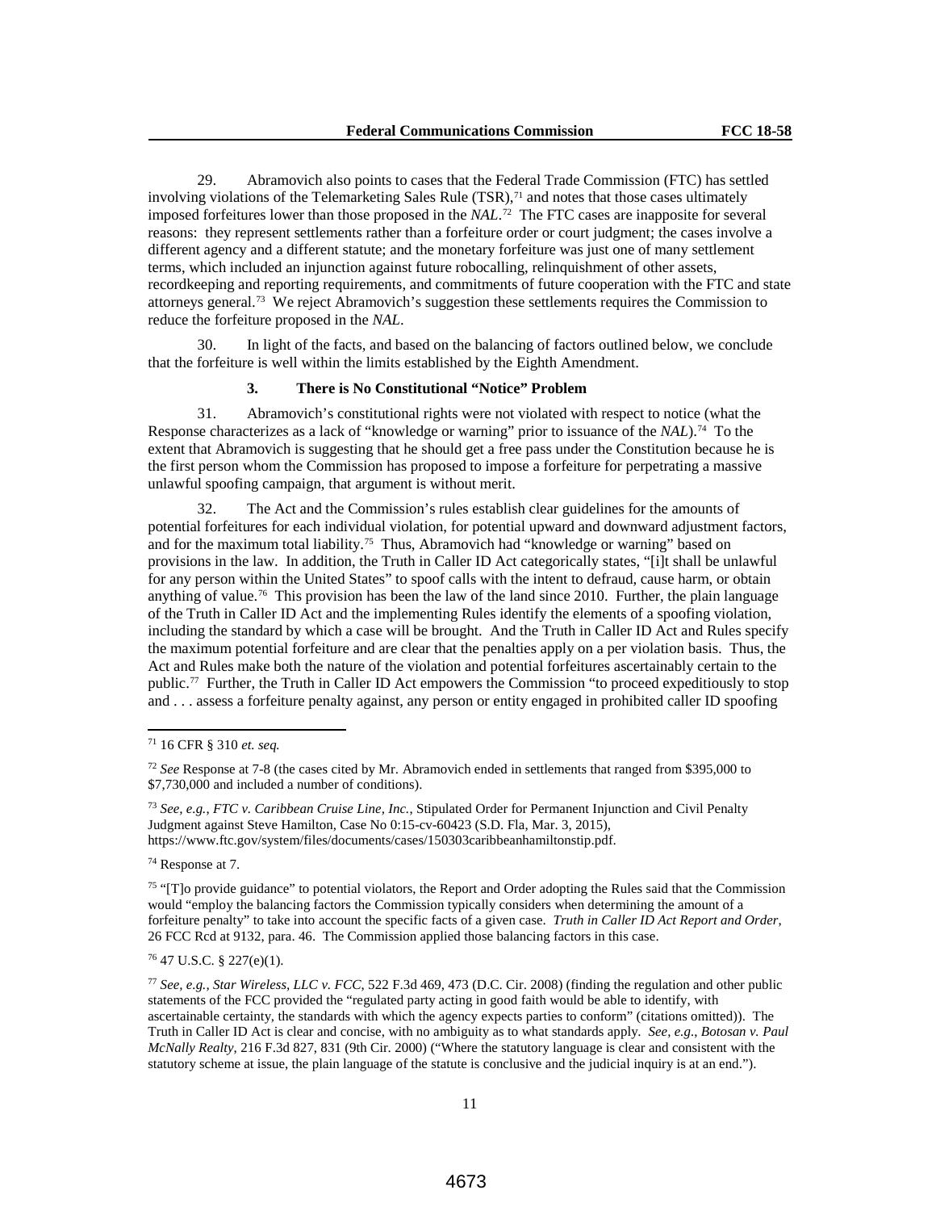29. Abramovich also points to cases that the Federal Trade Commission (FTC) has settled involving violations of the Telemarketing Sales Rule (TSR),[71] and notes that those cases ultimately imposed forfeitures lower than those proposed in the *NAL*.[72] The FTC cases are inapposite for several reasons: they represent settlements rather than a forfeiture order or court judgment; the cases involve a different agency and a different statute; and the monetary forfeiture was just one of many settlement terms, which included an injunction against future robocalling, relinquishment of other assets, recordkeeping and reporting requirements, and commitments of future cooperation with the FTC and state attorneys general.[73] We reject Abramovich's suggestion these settlements requires the Commission to reduce the forfeiture proposed in the *NAL*.

30. In light of the facts, and based on the balancing of factors outlined below, we conclude that the forfeiture is well within the limits established by the Eighth Amendment.

### 3. There is No Constitutional "Notice" Problem

31. Abramovich's constitutional rights were not violated with respect to notice (what the Response characterizes as a lack of "knowledge or warning" prior to issuance of the *NAL*).[74] To the extent that Abramovich is suggesting that he should get a free pass under the Constitution because he is the first person whom the Commission has proposed to impose a forfeiture for perpetrating a massive unlawful spoofing campaign, that argument is without merit.

32. The Act and the Commission's rules establish clear guidelines for the amounts of potential forfeitures for each individual violation, for potential upward and downward adjustment factors, and for the maximum total liability.[75] Thus, Abramovich had "knowledge or warning" based on provisions in the law. In addition, the Truth in Caller ID Act categorically states, "[i]t shall be unlawful for any person within the United States" to spoof calls with the intent to defraud, cause harm, or obtain anything of value.[76] This provision has been the law of the land since 2010. Further, the plain language of the Truth in Caller ID Act and the implementing Rules identify the elements of a spoofing violation, including the standard by which a case will be brought. And the Truth in Caller ID Act and Rules specify the maximum potential forfeiture and are clear that the penalties apply on a per violation basis. Thus, the Act and Rules make both the nature of the violation and potential forfeitures ascertainably certain to the public.[77] Further, the Truth in Caller ID Act empowers the Commission "to proceed expeditiously to stop and . . . assess a forfeiture penalty against, any person or entity engaged in prohibited caller ID spoofing

---

[71] 16 CFR § 310 *et. seq.*

[72] *See* Response at 7-8 (the cases cited by Mr. Abramovich ended in settlements that ranged from $395,000 to $7,730,000 and included a number of conditions).

[73] *See, e.g., FTC v. Caribbean Cruise Line, Inc.*, Stipulated Order for Permanent Injunction and Civil Penalty Judgment against Steve Hamilton, Case No 0:15-cv-60423 (S.D. Fla, Mar. 3, 2015), https://www.ftc.gov/system/files/documents/cases/150303caribbeanhamiltonstip.pdf.

[74] Response at 7.

[75] "[T]o provide guidance" to potential violators, the Report and Order adopting the Rules said that the Commission would "employ the balancing factors the Commission typically considers when determining the amount of a forfeiture penalty" to take into account the specific facts of a given case. *Truth in Caller ID Act Report and Order*, 26 FCC Rcd at 9132, para. 46. The Commission applied those balancing factors in this case.

[76] 47 U.S.C. § 227(e)(1).

[77] *See, e.g., Star Wireless, LLC v. FCC*, 522 F.3d 469, 473 (D.C. Cir. 2008) (finding the regulation and other public statements of the FCC provided the "regulated party acting in good faith would be able to identify, with ascertainable certainty, the standards with which the agency expects parties to conform" (citations omitted)). The Truth in Caller ID Act is clear and concise, with no ambiguity as to what standards apply. *See, e.g., Botosan v. Paul McNally Realty*, 216 F.3d 827, 831 (9th Cir. 2000) ("Where the statutory language is clear and consistent with the statutory scheme at issue, the plain language of the statute is conclusive and the judicial inquiry is at an end.").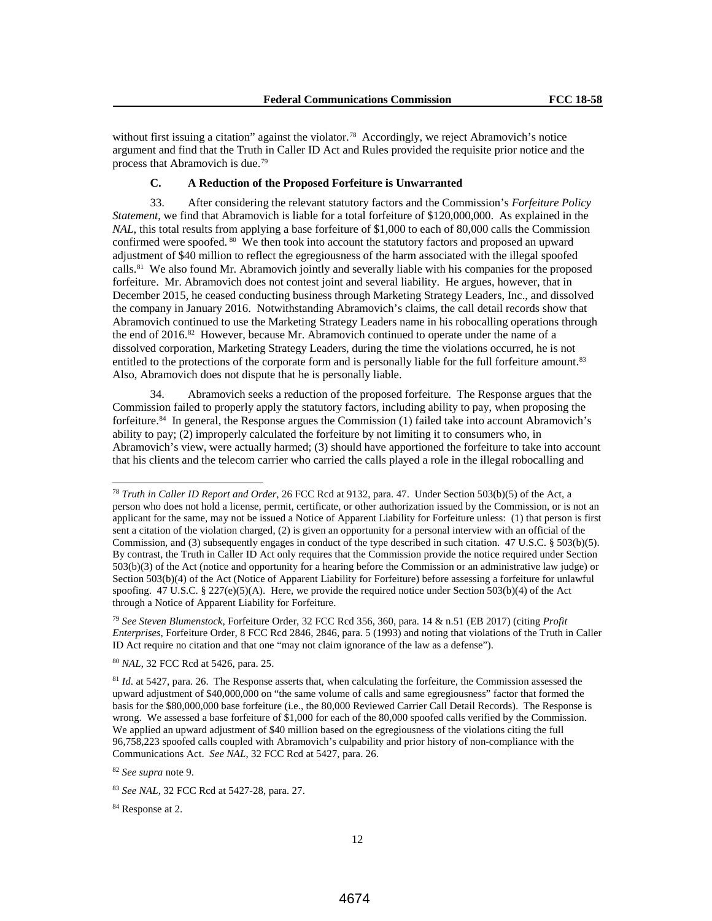without first issuing a citation" against the violator.[78] Accordingly, we reject Abramovich's notice argument and find that the Truth in Caller ID Act and Rules provided the requisite prior notice and the process that Abramovich is due.[79]

### C. A Reduction of the Proposed Forfeiture is Unwarranted

33. After considering the relevant statutory factors and the Commission's *Forfeiture Policy Statement*, we find that Abramovich is liable for a total forfeiture of $120,000,000. As explained in the *NAL*, this total results from applying a base forfeiture of $1,000 to each of 80,000 calls the Commission confirmed were spoofed.[80] We then took into account the statutory factors and proposed an upward adjustment of $40 million to reflect the egregiousness of the harm associated with the illegal spoofed calls.[81] We also found Mr. Abramovich jointly and severally liable with his companies for the proposed forfeiture. Mr. Abramovich does not contest joint and several liability. He argues, however, that in December 2015, he ceased conducting business through Marketing Strategy Leaders, Inc., and dissolved the company in January 2016. Notwithstanding Abramovich's claims, the call detail records show that Abramovich continued to use the Marketing Strategy Leaders name in his robocalling operations through the end of 2016.[82] However, because Mr. Abramovich continued to operate under the name of a dissolved corporation, Marketing Strategy Leaders, during the time the violations occurred, he is not entitled to the protections of the corporate form and is personally liable for the full forfeiture amount.[83] Also, Abramovich does not dispute that he is personally liable.

34. Abramovich seeks a reduction of the proposed forfeiture. The Response argues that the Commission failed to properly apply the statutory factors, including ability to pay, when proposing the forfeiture.[84] In general, the Response argues the Commission (1) failed take into account Abramovich's ability to pay; (2) improperly calculated the forfeiture by not limiting it to consumers who, in Abramovich's view, were actually harmed; (3) should have apportioned the forfeiture to take into account that his clients and the telecom carrier who carried the calls played a role in the illegal robocalling and

---

[78] *Truth in Caller ID Report and Order*, 26 FCC Rcd at 9132, para. 47. Under Section 503(b)(5) of the Act, a person who does not hold a license, permit, certificate, or other authorization issued by the Commission, or is not an applicant for the same, may not be issued a Notice of Apparent Liability for Forfeiture unless: (1) that person is first sent a citation of the violation charged, (2) is given an opportunity for a personal interview with an official of the Commission, and (3) subsequently engages in conduct of the type described in such citation. 47 U.S.C. § 503(b)(5). By contrast, the Truth in Caller ID Act only requires that the Commission provide the notice required under Section 503(b)(3) of the Act (notice and opportunity for a hearing before the Commission or an administrative law judge) or Section 503(b)(4) of the Act (Notice of Apparent Liability for Forfeiture) before assessing a forfeiture for unlawful spoofing. 47 U.S.C. § 227(e)(5)(A). Here, we provide the required notice under Section 503(b)(4) of the Act through a Notice of Apparent Liability for Forfeiture.

[79] *See Steven Blumenstock*, Forfeiture Order, 32 FCC Rcd 356, 360, para. 14 & n.51 (EB 2017) (citing *Profit Enterprises*, Forfeiture Order, 8 FCC Rcd 2846, 2846, para. 5 (1993) and noting that violations of the Truth in Caller ID Act require no citation and that one "may not claim ignorance of the law as a defense").

[80] *NAL*, 32 FCC Rcd at 5426, para. 25.

[81] *Id*. at 5427, para. 26. The Response asserts that, when calculating the forfeiture, the Commission assessed the upward adjustment of $40,000,000 on "the same volume of calls and same egregiousness" factor that formed the basis for the $80,000,000 base forfeiture (i.e., the 80,000 Reviewed Carrier Call Detail Records). The Response is wrong. We assessed a base forfeiture of $1,000 for each of the 80,000 spoofed calls verified by the Commission. We applied an upward adjustment of $40 million based on the egregiousness of the violations citing the full 96,758,223 spoofed calls coupled with Abramovich's culpability and prior history of non-compliance with the Communications Act. *See NAL*, 32 FCC Rcd at 5427, para. 26.

[82] *See supra* note 9.

[83] *See NAL*, 32 FCC Rcd at 5427-28, para. 27.

[84] Response at 2.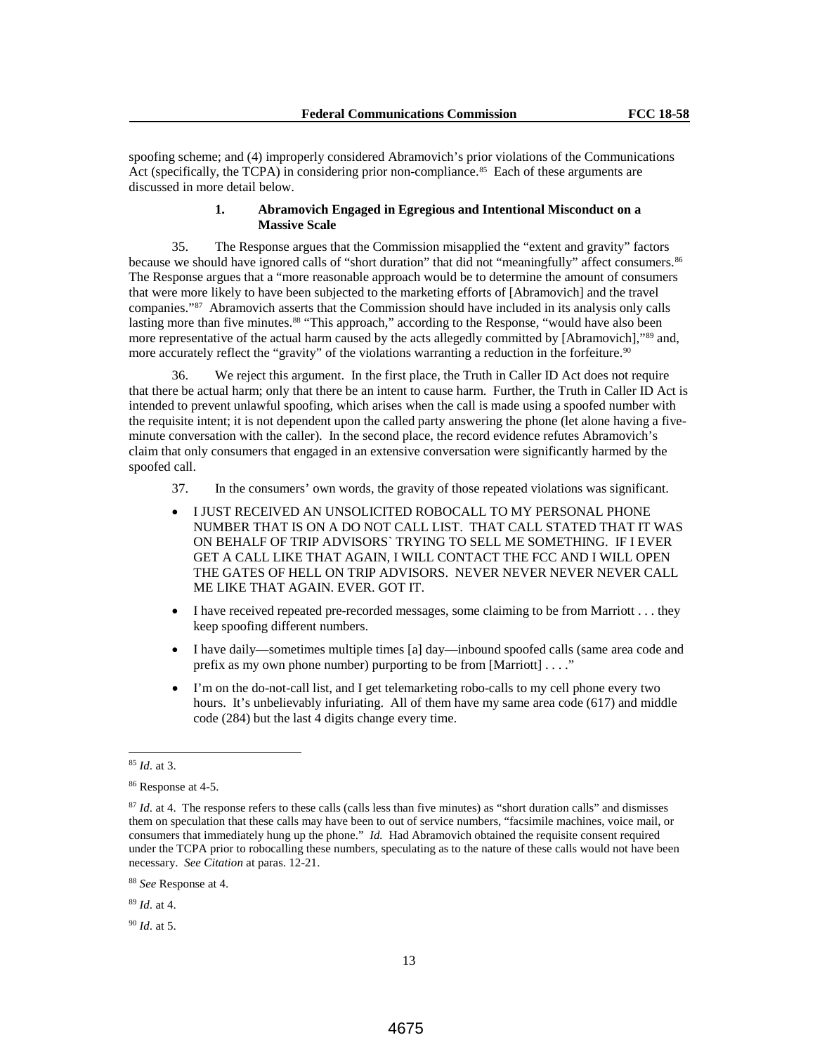spoofing scheme; and (4) improperly considered Abramovich's prior violations of the Communications Act (specifically, the TCPA) in considering prior non-compliance.[85] Each of these arguments are discussed in more detail below.

### 1. Abramovich Engaged in Egregious and Intentional Misconduct on a Massive Scale

35. The Response argues that the Commission misapplied the "extent and gravity" factors because we should have ignored calls of "short duration" that did not "meaningfully" affect consumers.[86] The Response argues that a "more reasonable approach would be to determine the amount of consumers that were more likely to have been subjected to the marketing efforts of [Abramovich] and the travel companies."[87] Abramovich asserts that the Commission should have included in its analysis only calls lasting more than five minutes.[88] "This approach," according to the Response, "would have also been more representative of the actual harm caused by the acts allegedly committed by [Abramovich],"[89] and, more accurately reflect the "gravity" of the violations warranting a reduction in the forfeiture.[90]

36. We reject this argument. In the first place, the Truth in Caller ID Act does not require that there be actual harm; only that there be an intent to cause harm. Further, the Truth in Caller ID Act is intended to prevent unlawful spoofing, which arises when the call is made using a spoofed number with the requisite intent; it is not dependent upon the called party answering the phone (let alone having a five-minute conversation with the caller). In the second place, the record evidence refutes Abramovich's claim that only consumers that engaged in an extensive conversation were significantly harmed by the spoofed call.

37. In the consumers' own words, the gravity of those repeated violations was significant.

- I JUST RECEIVED AN UNSOLICITED ROBOCALL TO MY PERSONAL PHONE NUMBER THAT IS ON A DO NOT CALL LIST. THAT CALL STATED THAT IT WAS ON BEHALF OF TRIP ADVISORS` TRYING TO SELL ME SOMETHING. IF I EVER GET A CALL LIKE THAT AGAIN, I WILL CONTACT THE FCC AND I WILL OPEN THE GATES OF HELL ON TRIP ADVISORS. NEVER NEVER NEVER NEVER CALL ME LIKE THAT AGAIN. EVER. GOT IT.
- I have received repeated pre-recorded messages, some claiming to be from Marriott . . . they keep spoofing different numbers.
- I have daily—sometimes multiple times [a] day—inbound spoofed calls (same area code and prefix as my own phone number) purporting to be from [Marriott] . . . ."
- I'm on the do-not-call list, and I get telemarketing robo-calls to my cell phone every two hours. It's unbelievably infuriating. All of them have my same area code (617) and middle code (284) but the last 4 digits change every time.

---

[85] *Id*. at 3.

[86] Response at 4-5.

[87] *Id*. at 4. The response refers to these calls (calls less than five minutes) as "short duration calls" and dismisses them on speculation that these calls may have been to out of service numbers, "facsimile machines, voice mail, or consumers that immediately hung up the phone." *Id.* Had Abramovich obtained the requisite consent required under the TCPA prior to robocalling these numbers, speculating as to the nature of these calls would not have been necessary. *See Citation* at paras. 12-21.

[88] *See* Response at 4.

[89] *Id*. at 4.

[90] *Id*. at 5.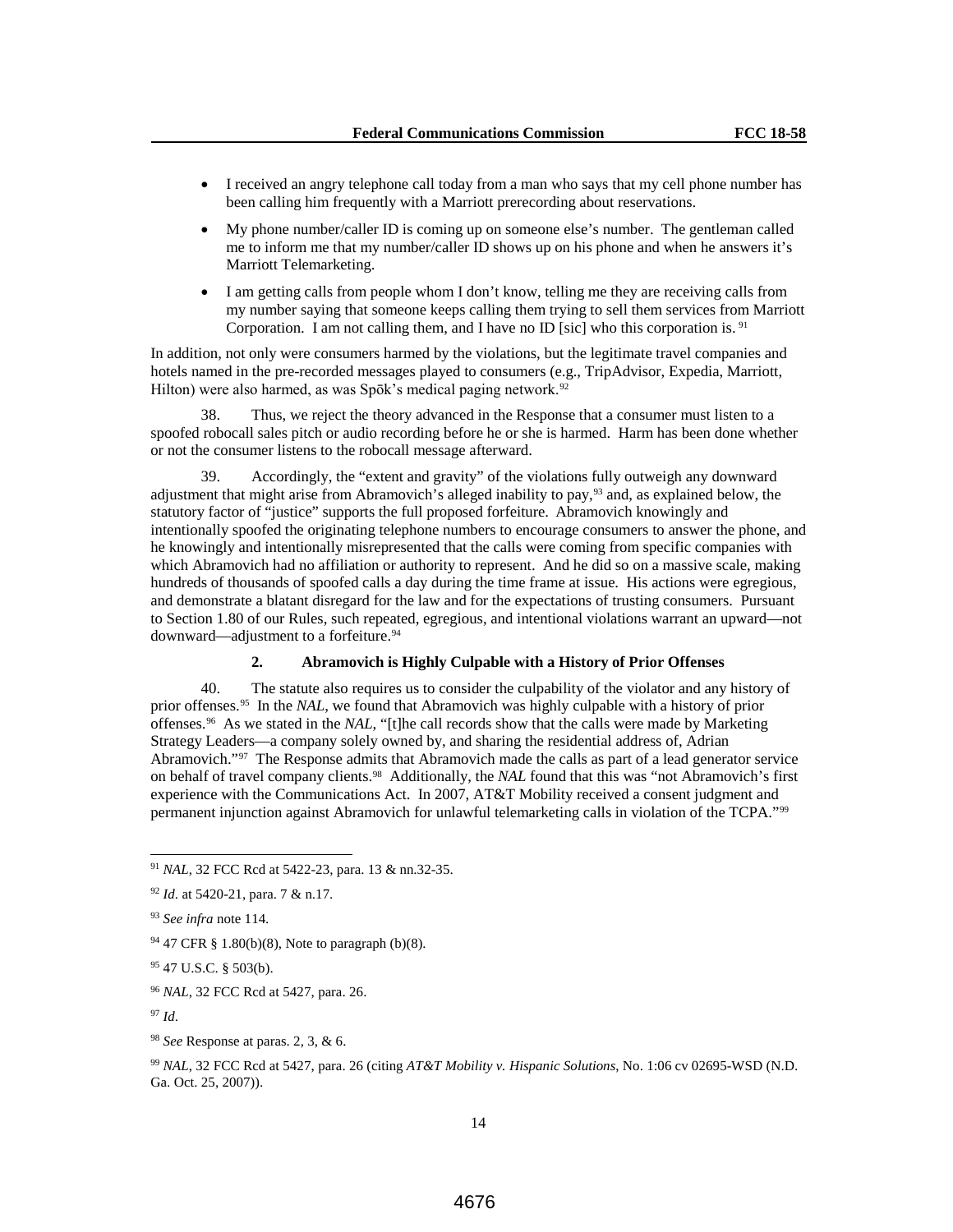- I received an angry telephone call today from a man who says that my cell phone number has been calling him frequently with a Marriott prerecording about reservations.
- My phone number/caller ID is coming up on someone else's number. The gentleman called me to inform me that my number/caller ID shows up on his phone and when he answers it's Marriott Telemarketing.
- I am getting calls from people whom I don't know, telling me they are receiving calls from my number saying that someone keeps calling them trying to sell them services from Marriott Corporation. I am not calling them, and I have no ID [sic] who this corporation is.[91]

In addition, not only were consumers harmed by the violations, but the legitimate travel companies and hotels named in the pre-recorded messages played to consumers (e.g., TripAdvisor, Expedia, Marriott, Hilton) were also harmed, as was Spōk's medical paging network.[92]

38. Thus, we reject the theory advanced in the Response that a consumer must listen to a spoofed robocall sales pitch or audio recording before he or she is harmed. Harm has been done whether or not the consumer listens to the robocall message afterward.

39. Accordingly, the "extent and gravity" of the violations fully outweigh any downward adjustment that might arise from Abramovich's alleged inability to pay,[93] and, as explained below, the statutory factor of "justice" supports the full proposed forfeiture. Abramovich knowingly and intentionally spoofed the originating telephone numbers to encourage consumers to answer the phone, and he knowingly and intentionally misrepresented that the calls were coming from specific companies with which Abramovich had no affiliation or authority to represent. And he did so on a massive scale, making hundreds of thousands of spoofed calls a day during the time frame at issue. His actions were egregious, and demonstrate a blatant disregard for the law and for the expectations of trusting consumers. Pursuant to Section 1.80 of our Rules, such repeated, egregious, and intentional violations warrant an upward—not downward—adjustment to a forfeiture.[94]

### 2. Abramovich is Highly Culpable with a History of Prior Offenses

40. The statute also requires us to consider the culpability of the violator and any history of prior offenses.[95] In the *NAL*, we found that Abramovich was highly culpable with a history of prior offenses.[96] As we stated in the *NAL*, "[t]he call records show that the calls were made by Marketing Strategy Leaders—a company solely owned by, and sharing the residential address of, Adrian Abramovich."[97] The Response admits that Abramovich made the calls as part of a lead generator service on behalf of travel company clients.[98] Additionally, the *NAL* found that this was "not Abramovich's first experience with the Communications Act. In 2007, AT&T Mobility received a consent judgment and permanent injunction against Abramovich for unlawful telemarketing calls in violation of the TCPA."[99]

---

[91] *NAL*, 32 FCC Rcd at 5422-23, para. 13 & nn.32-35.

[92] *Id*. at 5420-21, para. 7 & n.17.

[93] *See infra* note 114.

[94] 47 CFR § 1.80(b)(8), Note to paragraph (b)(8).

[95] 47 U.S.C. § 503(b).

[96] *NAL*, 32 FCC Rcd at 5427, para. 26.

[97] *Id*.

[98] *See* Response at paras. 2, 3, & 6.

[99] *NAL*, 32 FCC Rcd at 5427, para. 26 (citing *AT&T Mobility v. Hispanic Solutions*, No. 1:06 cv 02695-WSD (N.D. Ga. Oct. 25, 2007)).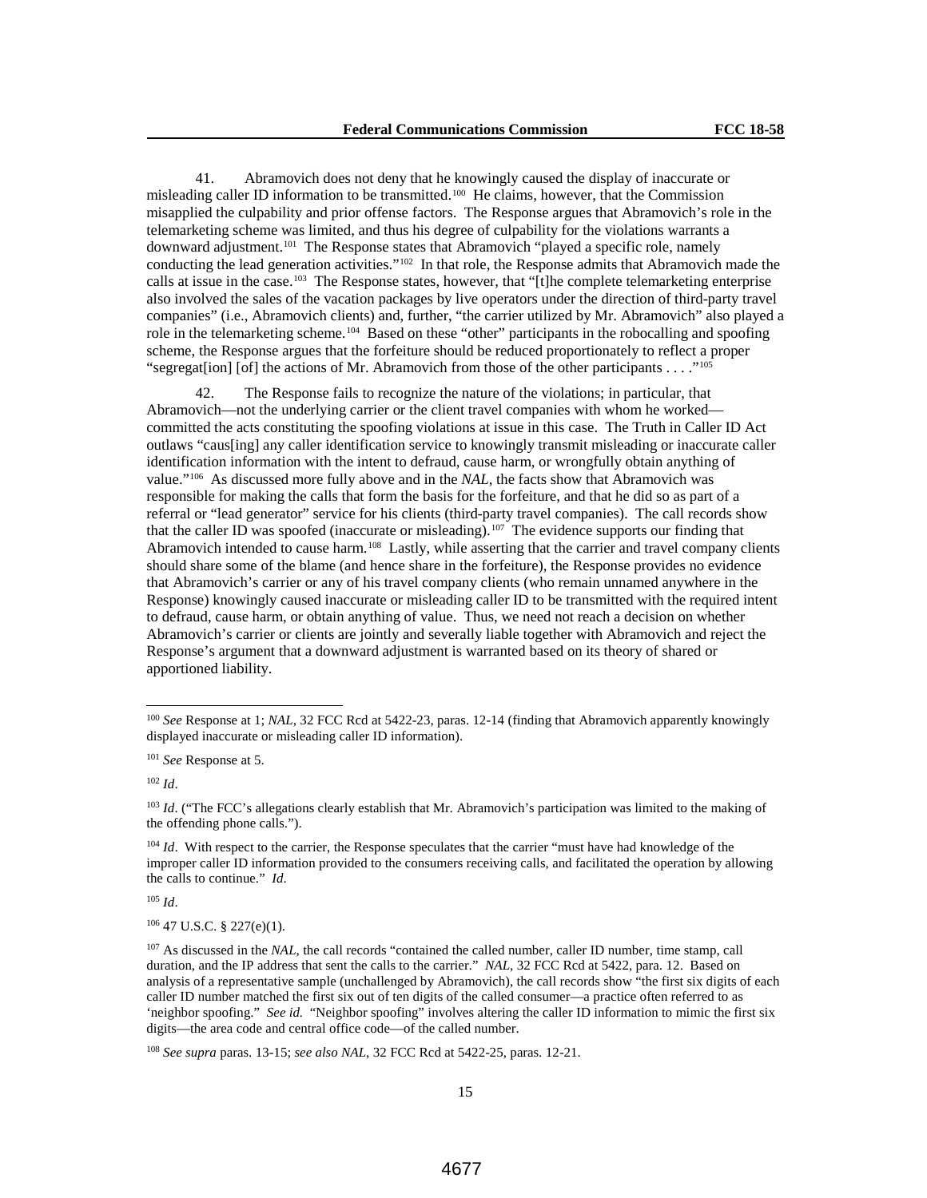41. Abramovich does not deny that he knowingly caused the display of inaccurate or misleading caller ID information to be transmitted.[100] He claims, however, that the Commission misapplied the culpability and prior offense factors. The Response argues that Abramovich's role in the telemarketing scheme was limited, and thus his degree of culpability for the violations warrants a downward adjustment.[101] The Response states that Abramovich "played a specific role, namely conducting the lead generation activities."[102] In that role, the Response admits that Abramovich made the calls at issue in the case.[103] The Response states, however, that "[t]he complete telemarketing enterprise also involved the sales of the vacation packages by live operators under the direction of third-party travel companies" (i.e., Abramovich clients) and, further, "the carrier utilized by Mr. Abramovich" also played a role in the telemarketing scheme.[104] Based on these "other" participants in the robocalling and spoofing scheme, the Response argues that the forfeiture should be reduced proportionately to reflect a proper "segregat[ion] [of] the actions of Mr. Abramovich from those of the other participants . . . ."[105]

42. The Response fails to recognize the nature of the violations; in particular, that Abramovich—not the underlying carrier or the client travel companies with whom he worked—committed the acts constituting the spoofing violations at issue in this case. The Truth in Caller ID Act outlaws "caus[ing] any caller identification service to knowingly transmit misleading or inaccurate caller identification information with the intent to defraud, cause harm, or wrongfully obtain anything of value."[106] As discussed more fully above and in the *NAL*, the facts show that Abramovich was responsible for making the calls that form the basis for the forfeiture, and that he did so as part of a referral or "lead generator" service for his clients (third-party travel companies). The call records show that the caller ID was spoofed (inaccurate or misleading).[107] The evidence supports our finding that Abramovich intended to cause harm.[108] Lastly, while asserting that the carrier and travel company clients should share some of the blame (and hence share in the forfeiture), the Response provides no evidence that Abramovich's carrier or any of his travel company clients (who remain unnamed anywhere in the Response) knowingly caused inaccurate or misleading caller ID to be transmitted with the required intent to defraud, cause harm, or obtain anything of value. Thus, we need not reach a decision on whether Abramovich's carrier or clients are jointly and severally liable together with Abramovich and reject the Response's argument that a downward adjustment is warranted based on its theory of shared or apportioned liability.

---

[100] *See* Response at 1; *NAL*, 32 FCC Rcd at 5422-23, paras. 12-14 (finding that Abramovich apparently knowingly displayed inaccurate or misleading caller ID information).

[101] *See* Response at 5.

[102] *Id*.

[103] *Id*. ("The FCC's allegations clearly establish that Mr. Abramovich's participation was limited to the making of the offending phone calls.").

[104] *Id*. With respect to the carrier, the Response speculates that the carrier "must have had knowledge of the improper caller ID information provided to the consumers receiving calls, and facilitated the operation by allowing the calls to continue." *Id.*

[105] *Id*.

[106] 47 U.S.C. § 227(e)(1).

[107] As discussed in the *NAL*, the call records "contained the called number, caller ID number, time stamp, call duration, and the IP address that sent the calls to the carrier." *NAL*, 32 FCC Rcd at 5422, para. 12. Based on analysis of a representative sample (unchallenged by Abramovich), the call records show "the first six digits of each caller ID number matched the first six out of ten digits of the called consumer—a practice often referred to as 'neighbor spoofing." *See id.* "Neighbor spoofing" involves altering the caller ID information to mimic the first six digits—the area code and central office code—of the called number.

[108] *See supra* paras. 13-15; *see also NAL*, 32 FCC Rcd at 5422-25, paras. 12-21.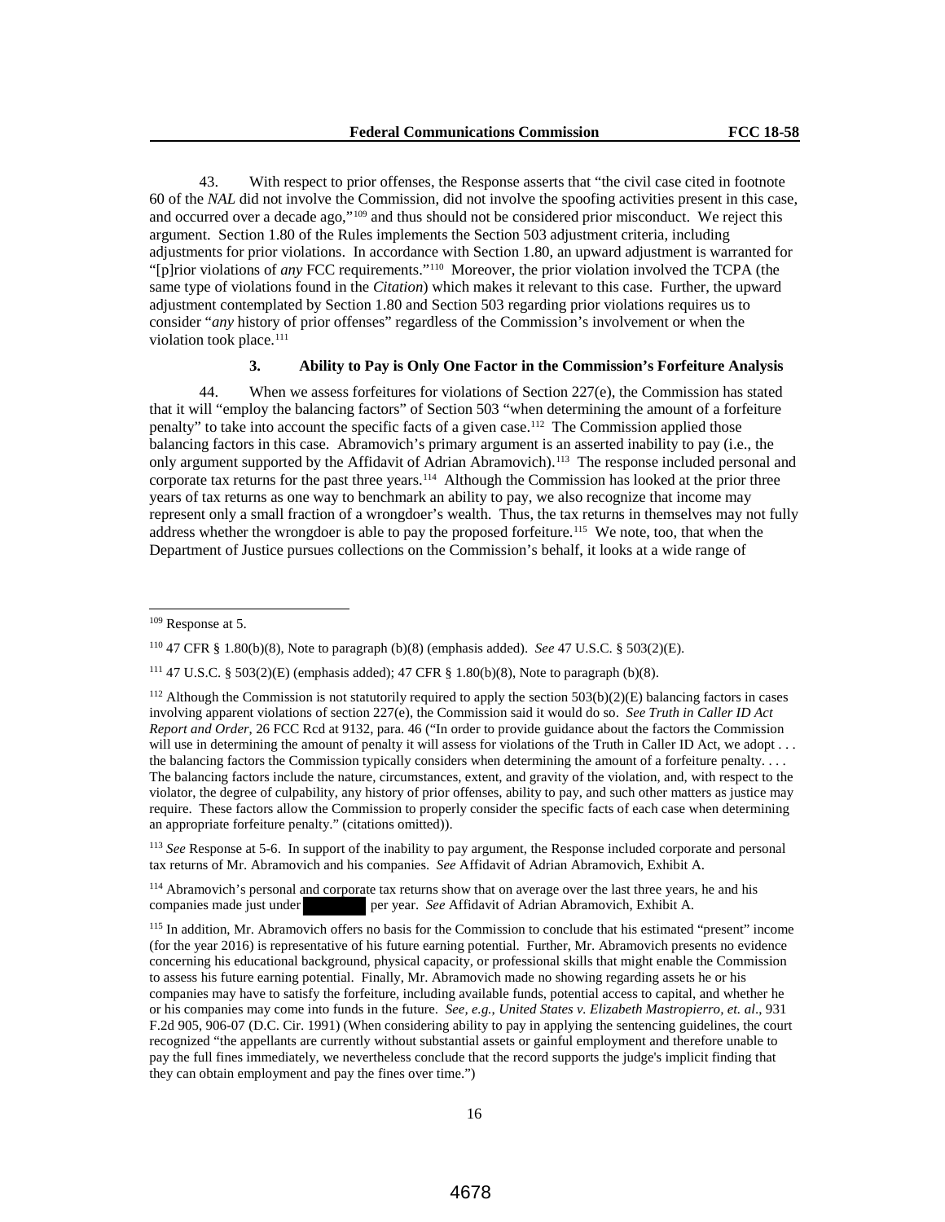43. With respect to prior offenses, the Response asserts that "the civil case cited in footnote 60 of the *NAL* did not involve the Commission, did not involve the spoofing activities present in this case, and occurred over a decade ago,"[109] and thus should not be considered prior misconduct. We reject this argument. Section 1.80 of the Rules implements the Section 503 adjustment criteria, including adjustments for prior violations. In accordance with Section 1.80, an upward adjustment is warranted for "[p]rior violations of *any* FCC requirements."[110] Moreover, the prior violation involved the TCPA (the same type of violations found in the *Citation*) which makes it relevant to this case. Further, the upward adjustment contemplated by Section 1.80 and Section 503 regarding prior violations requires us to consider "*any* history of prior offenses" regardless of the Commission's involvement or when the violation took place.[111]

### 3. Ability to Pay is Only One Factor in the Commission's Forfeiture Analysis

44. When we assess forfeitures for violations of Section 227(e), the Commission has stated that it will "employ the balancing factors" of Section 503 "when determining the amount of a forfeiture penalty" to take into account the specific facts of a given case.[112] The Commission applied those balancing factors in this case. Abramovich's primary argument is an asserted inability to pay (i.e., the only argument supported by the Affidavit of Adrian Abramovich).[113] The response included personal and corporate tax returns for the past three years.[114] Although the Commission has looked at the prior three years of tax returns as one way to benchmark an ability to pay, we also recognize that income may represent only a small fraction of a wrongdoer's wealth. Thus, the tax returns in themselves may not fully address whether the wrongdoer is able to pay the proposed forfeiture.[115] We note, too, that when the Department of Justice pursues collections on the Commission's behalf, it looks at a wide range of

---

[109] Response at 5.

[110] 47 CFR § 1.80(b)(8), Note to paragraph (b)(8) (emphasis added). *See* 47 U.S.C. § 503(2)(E).

[111] 47 U.S.C. § 503(2)(E) (emphasis added); 47 CFR § 1.80(b)(8), Note to paragraph (b)(8).

[112] Although the Commission is not statutorily required to apply the section 503(b)(2)(E) balancing factors in cases involving apparent violations of section 227(e), the Commission said it would do so. *See Truth in Caller ID Act Report and Order*, 26 FCC Rcd at 9132, para. 46 ("In order to provide guidance about the factors the Commission will use in determining the amount of penalty it will assess for violations of the Truth in Caller ID Act, we adopt . . . the balancing factors the Commission typically considers when determining the amount of a forfeiture penalty. . . . The balancing factors include the nature, circumstances, extent, and gravity of the violation, and, with respect to the violator, the degree of culpability, any history of prior offenses, ability to pay, and such other matters as justice may require. These factors allow the Commission to properly consider the specific facts of each case when determining an appropriate forfeiture penalty." (citations omitted)).

[113] *See* Response at 5-6. In support of the inability to pay argument, the Response included corporate and personal tax returns of Mr. Abramovich and his companies. *See* Affidavit of Adrian Abramovich, Exhibit A.

[114] Abramovich's personal and corporate tax returns show that on average over the last three years, he and his companies made just under [REDACTED] per year. *See* Affidavit of Adrian Abramovich, Exhibit A.

[115] In addition, Mr. Abramovich offers no basis for the Commission to conclude that his estimated "present" income (for the year 2016) is representative of his future earning potential. Further, Mr. Abramovich presents no evidence concerning his educational background, physical capacity, or professional skills that might enable the Commission to assess his future earning potential. Finally, Mr. Abramovich made no showing regarding assets he or his companies may have to satisfy the forfeiture, including available funds, potential access to capital, and whether he or his companies may come into funds in the future. *See, e.g.*, *United States v. Elizabeth Mastropierro, et. al.*, 931 F.2d 905, 906-07 (D.C. Cir. 1991) (When considering ability to pay in applying the sentencing guidelines, the court recognized "the appellants are currently without substantial assets or gainful employment and therefore unable to pay the full fines immediately, we nevertheless conclude that the record supports the judge's implicit finding that they can obtain employment and pay the fines over time.")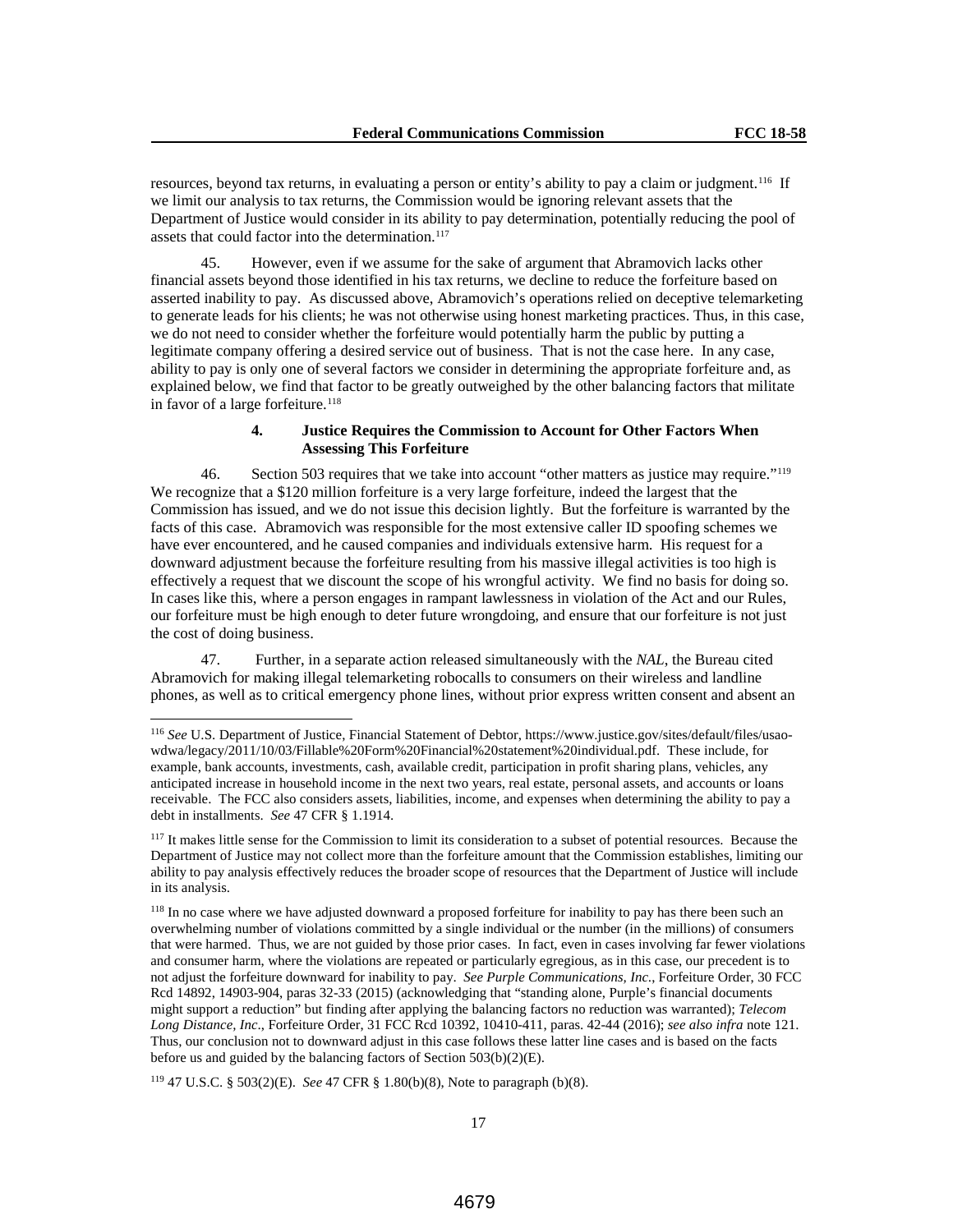resources, beyond tax returns, in evaluating a person or entity's ability to pay a claim or judgment.[116] If we limit our analysis to tax returns, the Commission would be ignoring relevant assets that the Department of Justice would consider in its ability to pay determination, potentially reducing the pool of assets that could factor into the determination.[117]

45. However, even if we assume for the sake of argument that Abramovich lacks other financial assets beyond those identified in his tax returns, we decline to reduce the forfeiture based on asserted inability to pay. As discussed above, Abramovich's operations relied on deceptive telemarketing to generate leads for his clients; he was not otherwise using honest marketing practices. Thus, in this case, we do not need to consider whether the forfeiture would potentially harm the public by putting a legitimate company offering a desired service out of business. That is not the case here. In any case, ability to pay is only one of several factors we consider in determining the appropriate forfeiture and, as explained below, we find that factor to be greatly outweighed by the other balancing factors that militate in favor of a large forfeiture.[118]

### 4. Justice Requires the Commission to Account for Other Factors When Assessing This Forfeiture

46. Section 503 requires that we take into account "other matters as justice may require."[119] We recognize that a $120 million forfeiture is a very large forfeiture, indeed the largest that the Commission has issued, and we do not issue this decision lightly. But the forfeiture is warranted by the facts of this case. Abramovich was responsible for the most extensive caller ID spoofing schemes we have ever encountered, and he caused companies and individuals extensive harm. His request for a downward adjustment because the forfeiture resulting from his massive illegal activities is too high is effectively a request that we discount the scope of his wrongful activity. We find no basis for doing so. In cases like this, where a person engages in rampant lawlessness in violation of the Act and our Rules, our forfeiture must be high enough to deter future wrongdoing, and ensure that our forfeiture is not just the cost of doing business.

47. Further, in a separate action released simultaneously with the *NAL*, the Bureau cited Abramovich for making illegal telemarketing robocalls to consumers on their wireless and landline phones, as well as to critical emergency phone lines, without prior express written consent and absent an

---

[116] *See* U.S. Department of Justice, Financial Statement of Debtor, https://www.justice.gov/sites/default/files/usao-wdwa/legacy/2011/10/03/Fillable%20Form%20Financial%20statement%20individual.pdf. These include, for example, bank accounts, investments, cash, available credit, participation in profit sharing plans, vehicles, any anticipated increase in household income in the next two years, real estate, personal assets, and accounts or loans receivable. The FCC also considers assets, liabilities, income, and expenses when determining the ability to pay a debt in installments. *See* 47 CFR § 1.1914.

[117] It makes little sense for the Commission to limit its consideration to a subset of potential resources. Because the Department of Justice may not collect more than the forfeiture amount that the Commission establishes, limiting our ability to pay analysis effectively reduces the broader scope of resources that the Department of Justice will include in its analysis.

[118] In no case where we have adjusted downward a proposed forfeiture for inability to pay has there been such an overwhelming number of violations committed by a single individual or the number (in the millions) of consumers that were harmed. Thus, we are not guided by those prior cases. In fact, even in cases involving far fewer violations and consumer harm, where the violations are repeated or particularly egregious, as in this case, our precedent is to not adjust the forfeiture downward for inability to pay. *See Purple Communications, Inc.*, Forfeiture Order, 30 FCC Rcd 14892, 14903-904, paras 32-33 (2015) (acknowledging that "standing alone, Purple's financial documents might support a reduction" but finding after applying the balancing factors no reduction was warranted); *Telecom Long Distance, Inc*., Forfeiture Order, 31 FCC Rcd 10392, 10410-411, paras. 42-44 (2016); *see also infra* note 121. Thus, our conclusion not to downward adjust in this case follows these latter line cases and is based on the facts before us and guided by the balancing factors of Section 503(b)(2)(E).

[119] 47 U.S.C. § 503(2)(E). *See* 47 CFR § 1.80(b)(8), Note to paragraph (b)(8).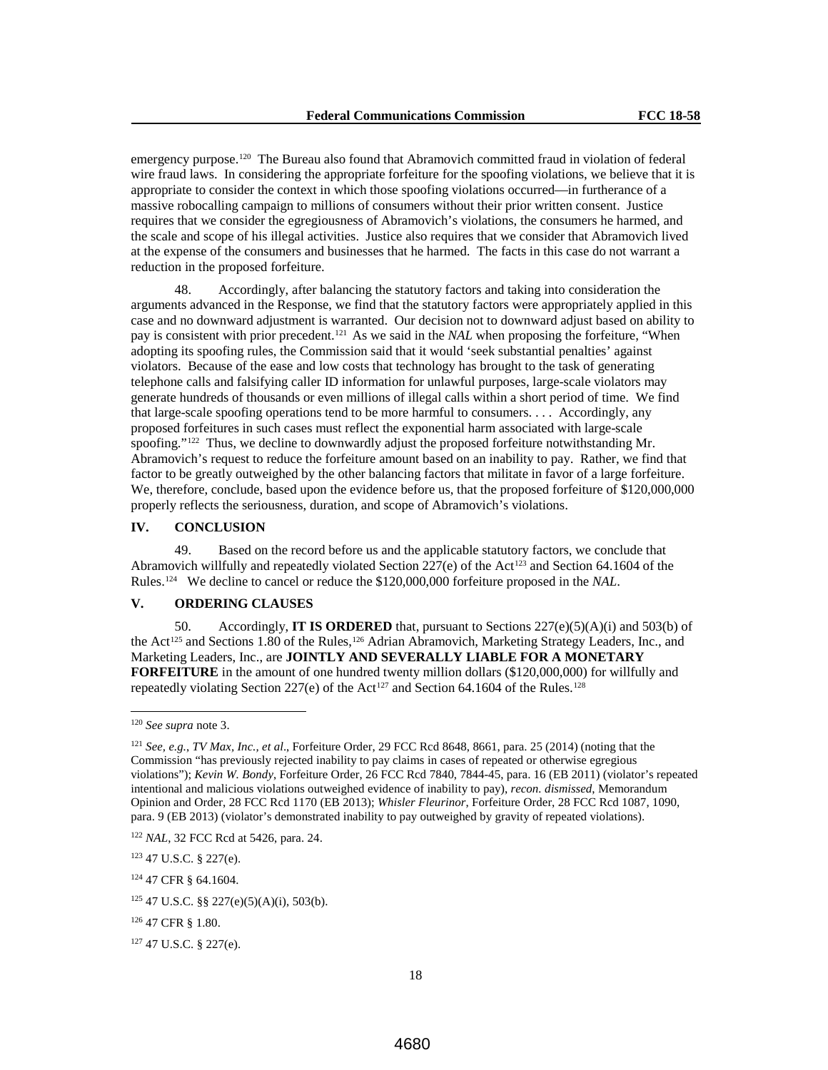emergency purpose.[120] The Bureau also found that Abramovich committed fraud in violation of federal wire fraud laws. In considering the appropriate forfeiture for the spoofing violations, we believe that it is appropriate to consider the context in which those spoofing violations occurred—in furtherance of a massive robocalling campaign to millions of consumers without their prior written consent. Justice requires that we consider the egregiousness of Abramovich's violations, the consumers he harmed, and the scale and scope of his illegal activities. Justice also requires that we consider that Abramovich lived at the expense of the consumers and businesses that he harmed. The facts in this case do not warrant a reduction in the proposed forfeiture.

48. Accordingly, after balancing the statutory factors and taking into consideration the arguments advanced in the Response, we find that the statutory factors were appropriately applied in this case and no downward adjustment is warranted. Our decision not to downward adjust based on ability to pay is consistent with prior precedent.[121] As we said in the *NAL* when proposing the forfeiture, "When adopting its spoofing rules, the Commission said that it would 'seek substantial penalties' against violators. Because of the ease and low costs that technology has brought to the task of generating telephone calls and falsifying caller ID information for unlawful purposes, large-scale violators may generate hundreds of thousands or even millions of illegal calls within a short period of time. We find that large-scale spoofing operations tend to be more harmful to consumers. . . . Accordingly, any proposed forfeitures in such cases must reflect the exponential harm associated with large-scale spoofing."[122] Thus, we decline to downwardly adjust the proposed forfeiture notwithstanding Mr. Abramovich's request to reduce the forfeiture amount based on an inability to pay. Rather, we find that factor to be greatly outweighed by the other balancing factors that militate in favor of a large forfeiture. We, therefore, conclude, based upon the evidence before us, that the proposed forfeiture of $120,000,000 properly reflects the seriousness, duration, and scope of Abramovich's violations.

## IV. CONCLUSION

49. Based on the record before us and the applicable statutory factors, we conclude that Abramovich willfully and repeatedly violated Section 227(e) of the Act[123] and Section 64.1604 of the Rules.[124] We decline to cancel or reduce the $120,000,000 forfeiture proposed in the *NAL*.

## V. ORDERING CLAUSES

50. Accordingly, **IT IS ORDERED** that, pursuant to Sections 227(e)(5)(A)(i) and 503(b) of the Act[125] and Sections 1.80 of the Rules,[126] Adrian Abramovich, Marketing Strategy Leaders, Inc., and Marketing Leaders, Inc., are **JOINTLY AND SEVERALLY LIABLE FOR A MONETARY FORFEITURE** in the amount of one hundred twenty million dollars ($120,000,000) for willfully and repeatedly violating Section 227(e) of the Act[127] and Section 64.1604 of the Rules.[128]

---

[120] *See supra* note 3.

[121] *See, e.g.*, *TV Max, Inc., et al*., Forfeiture Order, 29 FCC Rcd 8648, 8661, para. 25 (2014) (noting that the Commission "has previously rejected inability to pay claims in cases of repeated or otherwise egregious violations"); *Kevin W. Bondy*, Forfeiture Order, 26 FCC Rcd 7840, 7844-45, para. 16 (EB 2011) (violator's repeated intentional and malicious violations outweighed evidence of inability to pay), *recon. dismissed*, Memorandum Opinion and Order, 28 FCC Rcd 1170 (EB 2013); *Whisler Fleurinor*, Forfeiture Order, 28 FCC Rcd 1087, 1090, para. 9 (EB 2013) (violator's demonstrated inability to pay outweighed by gravity of repeated violations).

[122] *NAL*, 32 FCC Rcd at 5426, para. 24.

[123] 47 U.S.C. § 227(e).

[124] 47 CFR § 64.1604.

[125] 47 U.S.C. §§ 227(e)(5)(A)(i), 503(b).

[126] 47 CFR § 1.80.

[127] 47 U.S.C. § 227(e).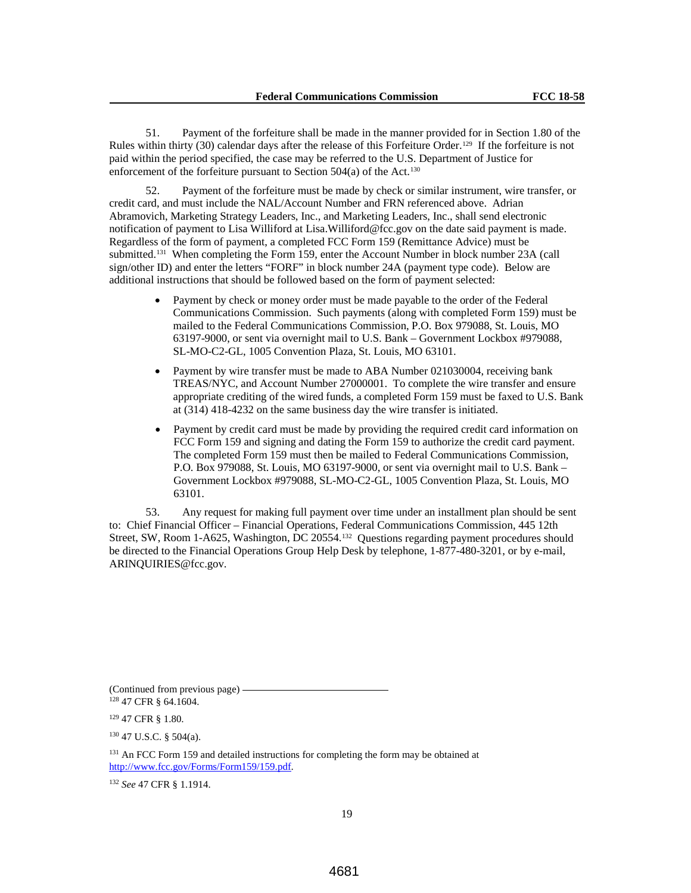51. Payment of the forfeiture shall be made in the manner provided for in Section 1.80 of the Rules within thirty (30) calendar days after the release of this Forfeiture Order.[129] If the forfeiture is not paid within the period specified, the case may be referred to the U.S. Department of Justice for enforcement of the forfeiture pursuant to Section 504(a) of the Act.[130]

52. Payment of the forfeiture must be made by check or similar instrument, wire transfer, or credit card, and must include the NAL/Account Number and FRN referenced above. Adrian Abramovich, Marketing Strategy Leaders, Inc., and Marketing Leaders, Inc., shall send electronic notification of payment to Lisa Williford at Lisa.Williford@fcc.gov on the date said payment is made. Regardless of the form of payment, a completed FCC Form 159 (Remittance Advice) must be submitted.[131] When completing the Form 159, enter the Account Number in block number 23A (call sign/other ID) and enter the letters "FORF" in block number 24A (payment type code). Below are additional instructions that should be followed based on the form of payment selected:

- Payment by check or money order must be made payable to the order of the Federal Communications Commission. Such payments (along with completed Form 159) must be mailed to the Federal Communications Commission, P.O. Box 979088, St. Louis, MO 63197-9000, or sent via overnight mail to U.S. Bank – Government Lockbox #979088, SL-MO-C2-GL, 1005 Convention Plaza, St. Louis, MO 63101.
- Payment by wire transfer must be made to ABA Number 021030004, receiving bank TREAS/NYC, and Account Number 27000001. To complete the wire transfer and ensure appropriate crediting of the wired funds, a completed Form 159 must be faxed to U.S. Bank at (314) 418-4232 on the same business day the wire transfer is initiated.
- Payment by credit card must be made by providing the required credit card information on FCC Form 159 and signing and dating the Form 159 to authorize the credit card payment. The completed Form 159 must then be mailed to Federal Communications Commission, P.O. Box 979088, St. Louis, MO 63197-9000, or sent via overnight mail to U.S. Bank – Government Lockbox #979088, SL-MO-C2-GL, 1005 Convention Plaza, St. Louis, MO 63101.

53. Any request for making full payment over time under an installment plan should be sent to: Chief Financial Officer – Financial Operations, Federal Communications Commission, 445 12th Street, SW, Room 1-A625, Washington, DC 20554.[132] Questions regarding payment procedures should be directed to the Financial Operations Group Help Desk by telephone, 1-877-480-3201, or by e-mail, ARINQUIRIES@fcc.gov.

---

(Continued from previous page)

[128] 47 CFR § 64.1604.

[129] 47 CFR § 1.80.

[130] 47 U.S.C. § 504(a).

[131] An FCC Form 159 and detailed instructions for completing the form may be obtained at http://www.fcc.gov/Forms/Form159/159.pdf.

[132] *See* 47 CFR § 1.1914.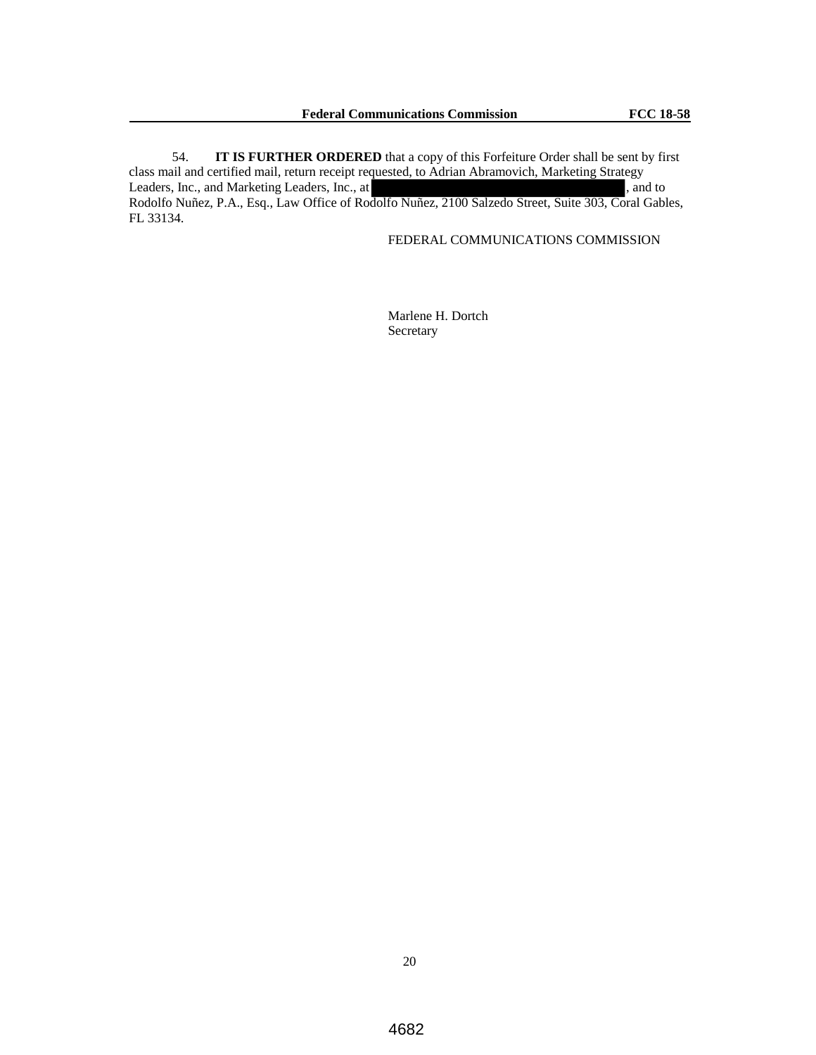54. **IT IS FURTHER ORDERED** that a copy of this Forfeiture Order shall be sent by first class mail and certified mail, return receipt requested, to Adrian Abramovich, Marketing Strategy Leaders, Inc., and Marketing Leaders, Inc., at [REDACTED], and to Rodolfo Nuñez, P.A., Esq., Law Office of Rodolfo Nuñez, 2100 Salzedo Street, Suite 303, Coral Gables, FL 33134.

FEDERAL COMMUNICATIONS COMMISSION

Marlene H. Dortch
Secretary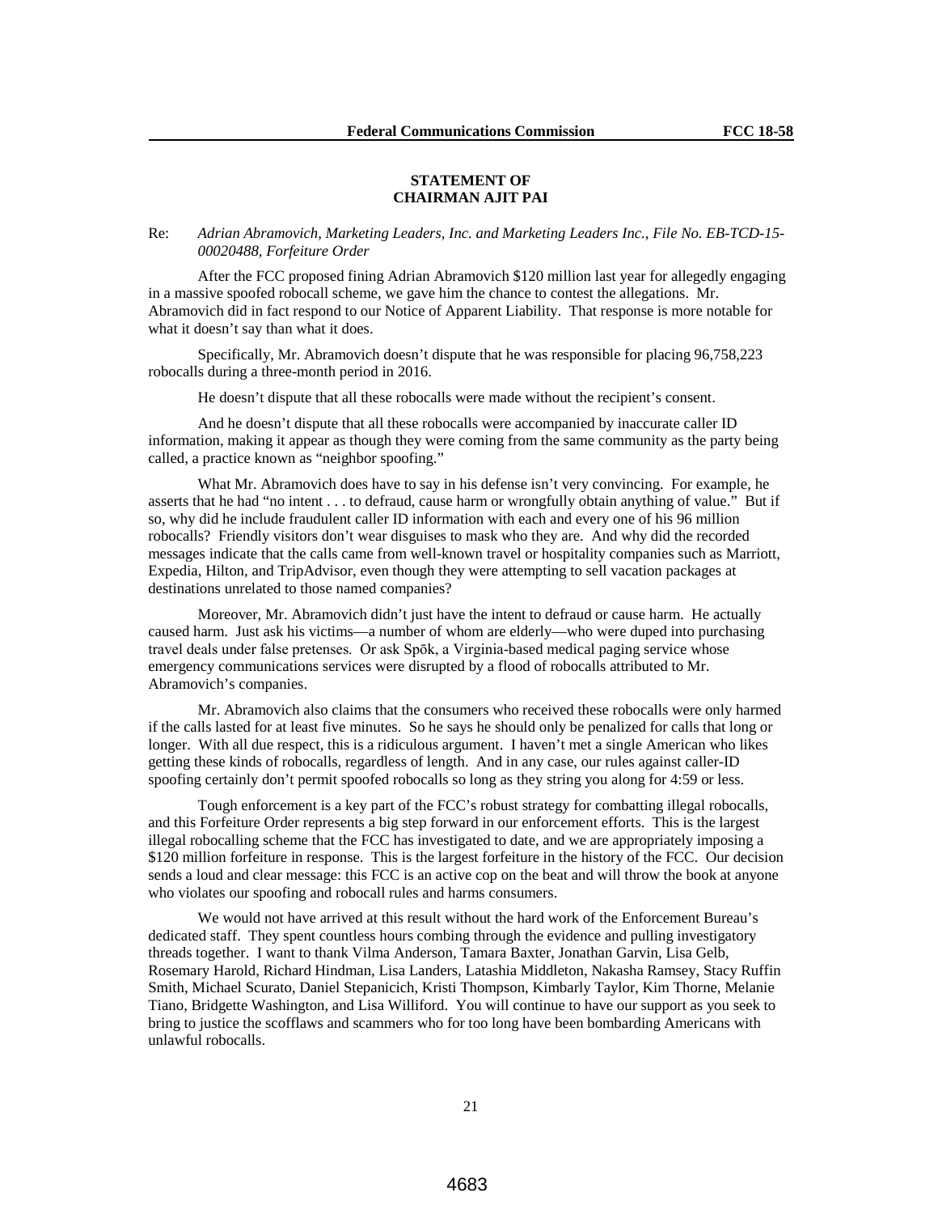**STATEMENT OF**
**CHAIRMAN AJIT PAI**

Re: *Adrian Abramovich, Marketing Leaders, Inc. and Marketing Leaders Inc., File No. EB-TCD-15-00020488, Forfeiture Order*

After the FCC proposed fining Adrian Abramovich $120 million last year for allegedly engaging in a massive spoofed robocall scheme, we gave him the chance to contest the allegations. Mr. Abramovich did in fact respond to our Notice of Apparent Liability. That response is more notable for what it doesn't say than what it does.

Specifically, Mr. Abramovich doesn't dispute that he was responsible for placing 96,758,223 robocalls during a three-month period in 2016.

He doesn't dispute that all these robocalls were made without the recipient's consent.

And he doesn't dispute that all these robocalls were accompanied by inaccurate caller ID information, making it appear as though they were coming from the same community as the party being called, a practice known as "neighbor spoofing."

What Mr. Abramovich does have to say in his defense isn't very convincing. For example, he asserts that he had "no intent . . . to defraud, cause harm or wrongfully obtain anything of value." But if so, why did he include fraudulent caller ID information with each and every one of his 96 million robocalls? Friendly visitors don't wear disguises to mask who they are. And why did the recorded messages indicate that the calls came from well-known travel or hospitality companies such as Marriott, Expedia, Hilton, and TripAdvisor, even though they were attempting to sell vacation packages at destinations unrelated to those named companies?

Moreover, Mr. Abramovich didn't just have the intent to defraud or cause harm. He actually caused harm. Just ask his victims—a number of whom are elderly—who were duped into purchasing travel deals under false pretenses. Or ask Spōk, a Virginia-based medical paging service whose emergency communications services were disrupted by a flood of robocalls attributed to Mr. Abramovich's companies.

Mr. Abramovich also claims that the consumers who received these robocalls were only harmed if the calls lasted for at least five minutes. So he says he should only be penalized for calls that long or longer. With all due respect, this is a ridiculous argument. I haven't met a single American who likes getting these kinds of robocalls, regardless of length. And in any case, our rules against caller-ID spoofing certainly don't permit spoofed robocalls so long as they string you along for 4:59 or less.

Tough enforcement is a key part of the FCC's robust strategy for combatting illegal robocalls, and this Forfeiture Order represents a big step forward in our enforcement efforts. This is the largest illegal robocalling scheme that the FCC has investigated to date, and we are appropriately imposing a $120 million forfeiture in response. This is the largest forfeiture in the history of the FCC. Our decision sends a loud and clear message: this FCC is an active cop on the beat and will throw the book at anyone who violates our spoofing and robocall rules and harms consumers.

We would not have arrived at this result without the hard work of the Enforcement Bureau's dedicated staff. They spent countless hours combing through the evidence and pulling investigatory threads together. I want to thank Vilma Anderson, Tamara Baxter, Jonathan Garvin, Lisa Gelb, Rosemary Harold, Richard Hindman, Lisa Landers, Latashia Middleton, Nakasha Ramsey, Stacy Ruffin Smith, Michael Scurato, Daniel Stepanicich, Kristi Thompson, Kimbarly Taylor, Kim Thorne, Melanie Tiano, Bridgette Washington, and Lisa Williford. You will continue to have our support as you seek to bring to justice the scofflaws and scammers who for too long have been bombarding Americans with unlawful robocalls.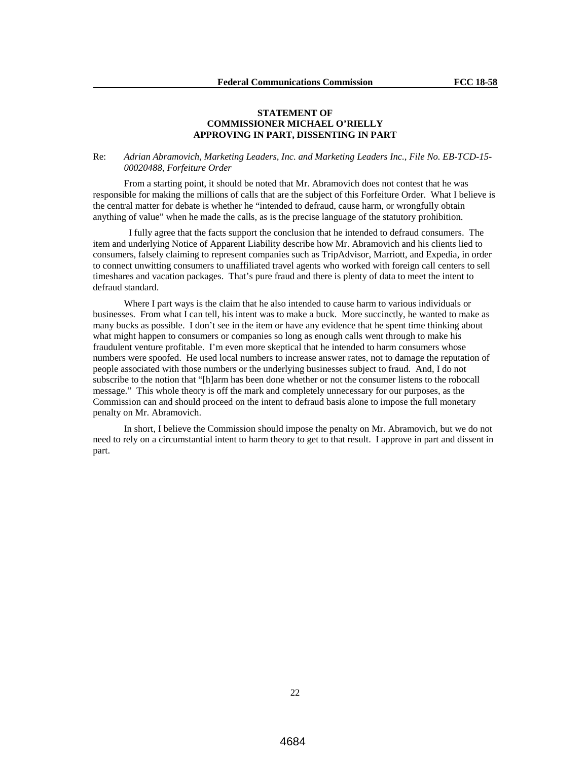**STATEMENT OF**
**COMMISSIONER MICHAEL O'RIELLY**
**APPROVING IN PART, DISSENTING IN PART**

Re: *Adrian Abramovich, Marketing Leaders, Inc. and Marketing Leaders Inc., File No. EB-TCD-15-00020488, Forfeiture Order*

From a starting point, it should be noted that Mr. Abramovich does not contest that he was responsible for making the millions of calls that are the subject of this Forfeiture Order. What I believe is the central matter for debate is whether he "intended to defraud, cause harm, or wrongfully obtain anything of value" when he made the calls, as is the precise language of the statutory prohibition.

I fully agree that the facts support the conclusion that he intended to defraud consumers. The item and underlying Notice of Apparent Liability describe how Mr. Abramovich and his clients lied to consumers, falsely claiming to represent companies such as TripAdvisor, Marriott, and Expedia, in order to connect unwitting consumers to unaffiliated travel agents who worked with foreign call centers to sell timeshares and vacation packages. That's pure fraud and there is plenty of data to meet the intent to defraud standard.

Where I part ways is the claim that he also intended to cause harm to various individuals or businesses. From what I can tell, his intent was to make a buck. More succinctly, he wanted to make as many bucks as possible. I don't see in the item or have any evidence that he spent time thinking about what might happen to consumers or companies so long as enough calls went through to make his fraudulent venture profitable. I'm even more skeptical that he intended to harm consumers whose numbers were spoofed. He used local numbers to increase answer rates, not to damage the reputation of people associated with those numbers or the underlying businesses subject to fraud. And, I do not subscribe to the notion that "[h]arm has been done whether or not the consumer listens to the robocall message." This whole theory is off the mark and completely unnecessary for our purposes, as the Commission can and should proceed on the intent to defraud basis alone to impose the full monetary penalty on Mr. Abramovich.

In short, I believe the Commission should impose the penalty on Mr. Abramovich, but we do not need to rely on a circumstantial intent to harm theory to get to that result. I approve in part and dissent in part.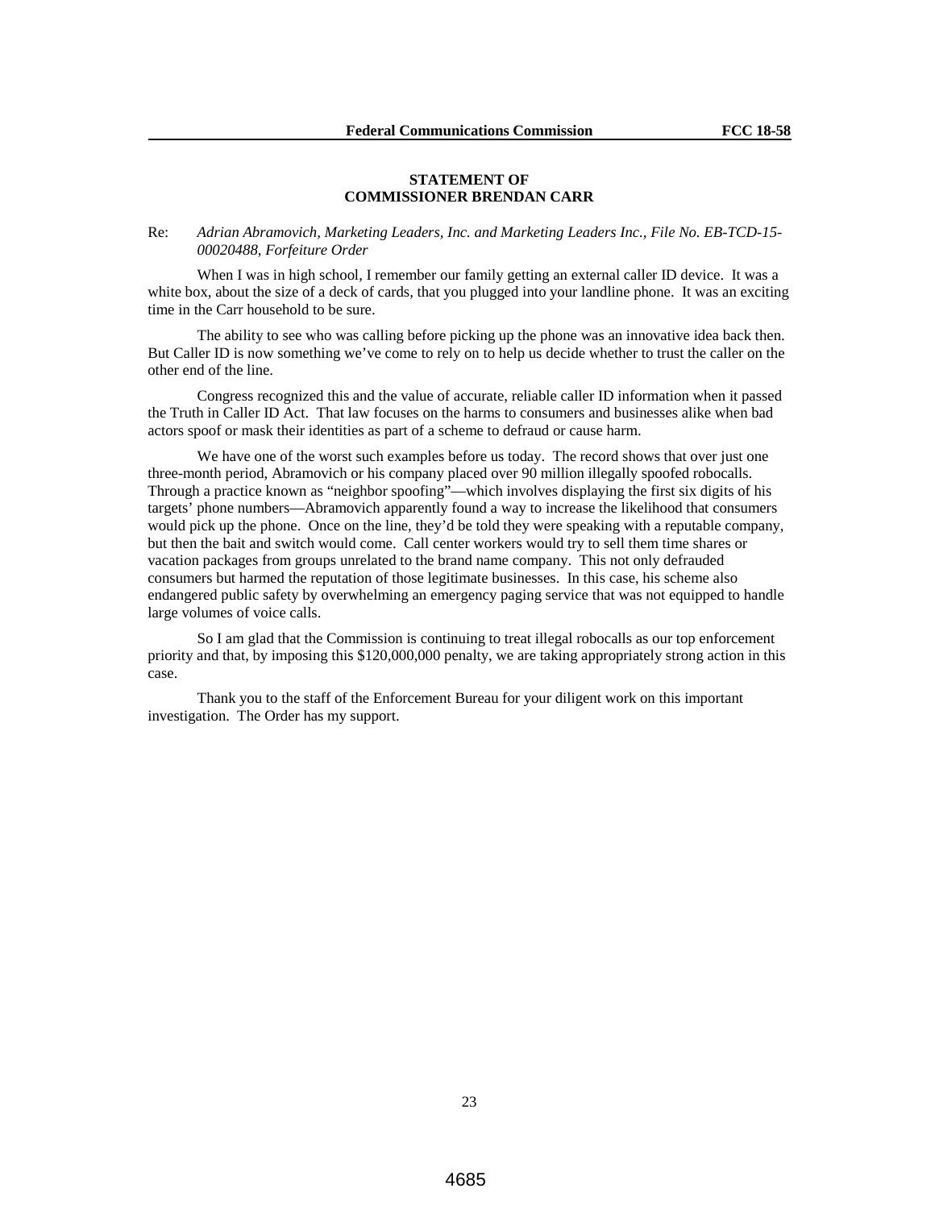## STATEMENT OF
## COMMISSIONER BRENDAN CARR

Re: *Adrian Abramovich, Marketing Leaders, Inc. and Marketing Leaders Inc., File No. EB-TCD-15-00020488, Forfeiture Order*

When I was in high school, I remember our family getting an external caller ID device. It was a white box, about the size of a deck of cards, that you plugged into your landline phone. It was an exciting time in the Carr household to be sure.

The ability to see who was calling before picking up the phone was an innovative idea back then. But Caller ID is now something we've come to rely on to help us decide whether to trust the caller on the other end of the line.

Congress recognized this and the value of accurate, reliable caller ID information when it passed the Truth in Caller ID Act. That law focuses on the harms to consumers and businesses alike when bad actors spoof or mask their identities as part of a scheme to defraud or cause harm.

We have one of the worst such examples before us today. The record shows that over just one three-month period, Abramovich or his company placed over 90 million illegally spoofed robocalls. Through a practice known as "neighbor spoofing"—which involves displaying the first six digits of his targets' phone numbers—Abramovich apparently found a way to increase the likelihood that consumers would pick up the phone. Once on the line, they'd be told they were speaking with a reputable company, but then the bait and switch would come. Call center workers would try to sell them time shares or vacation packages from groups unrelated to the brand name company. This not only defrauded consumers but harmed the reputation of those legitimate businesses. In this case, his scheme also endangered public safety by overwhelming an emergency paging service that was not equipped to handle large volumes of voice calls.

So I am glad that the Commission is continuing to treat illegal robocalls as our top enforcement priority and that, by imposing this $120,000,000 penalty, we are taking appropriately strong action in this case.

Thank you to the staff of the Enforcement Bureau for your diligent work on this important investigation. The Order has my support.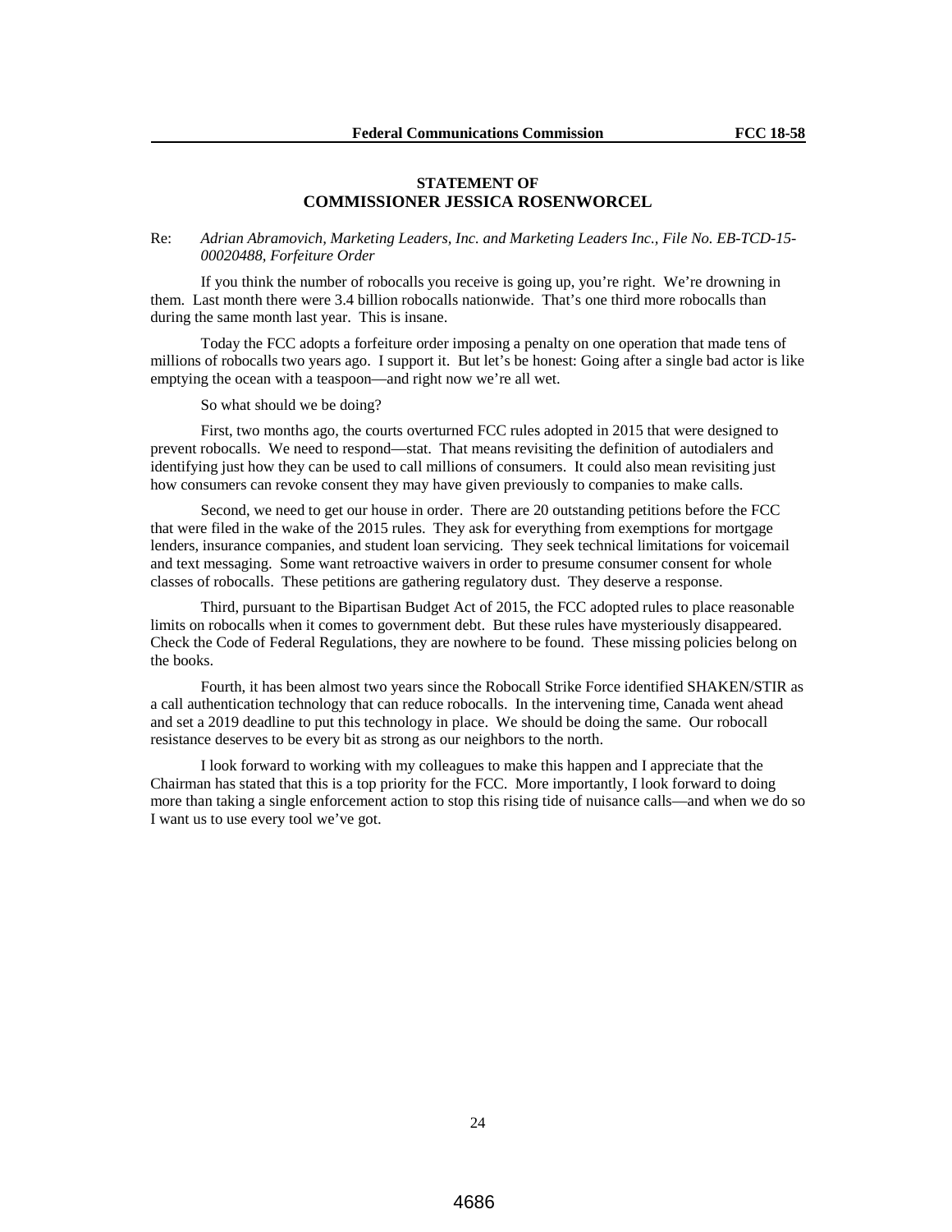## STATEMENT OF
## COMMISSIONER JESSICA ROSENWORCEL

Re: *Adrian Abramovich, Marketing Leaders, Inc. and Marketing Leaders Inc., File No. EB-TCD-15-00020488, Forfeiture Order*

If you think the number of robocalls you receive is going up, you're right. We're drowning in them. Last month there were 3.4 billion robocalls nationwide. That's one third more robocalls than during the same month last year. This is insane.

Today the FCC adopts a forfeiture order imposing a penalty on one operation that made tens of millions of robocalls two years ago. I support it. But let's be honest: Going after a single bad actor is like emptying the ocean with a teaspoon—and right now we're all wet.

So what should we be doing?

First, two months ago, the courts overturned FCC rules adopted in 2015 that were designed to prevent robocalls. We need to respond—stat. That means revisiting the definition of autodialers and identifying just how they can be used to call millions of consumers. It could also mean revisiting just how consumers can revoke consent they may have given previously to companies to make calls.

Second, we need to get our house in order. There are 20 outstanding petitions before the FCC that were filed in the wake of the 2015 rules. They ask for everything from exemptions for mortgage lenders, insurance companies, and student loan servicing. They seek technical limitations for voicemail and text messaging. Some want retroactive waivers in order to presume consumer consent for whole classes of robocalls. These petitions are gathering regulatory dust. They deserve a response.

Third, pursuant to the Bipartisan Budget Act of 2015, the FCC adopted rules to place reasonable limits on robocalls when it comes to government debt. But these rules have mysteriously disappeared. Check the Code of Federal Regulations, they are nowhere to be found. These missing policies belong on the books.

Fourth, it has been almost two years since the Robocall Strike Force identified SHAKEN/STIR as a call authentication technology that can reduce robocalls. In the intervening time, Canada went ahead and set a 2019 deadline to put this technology in place. We should be doing the same. Our robocall resistance deserves to be every bit as strong as our neighbors to the north.

I look forward to working with my colleagues to make this happen and I appreciate that the Chairman has stated that this is a top priority for the FCC. More importantly, I look forward to doing more than taking a single enforcement action to stop this rising tide of nuisance calls—and when we do so I want us to use every tool we've got.